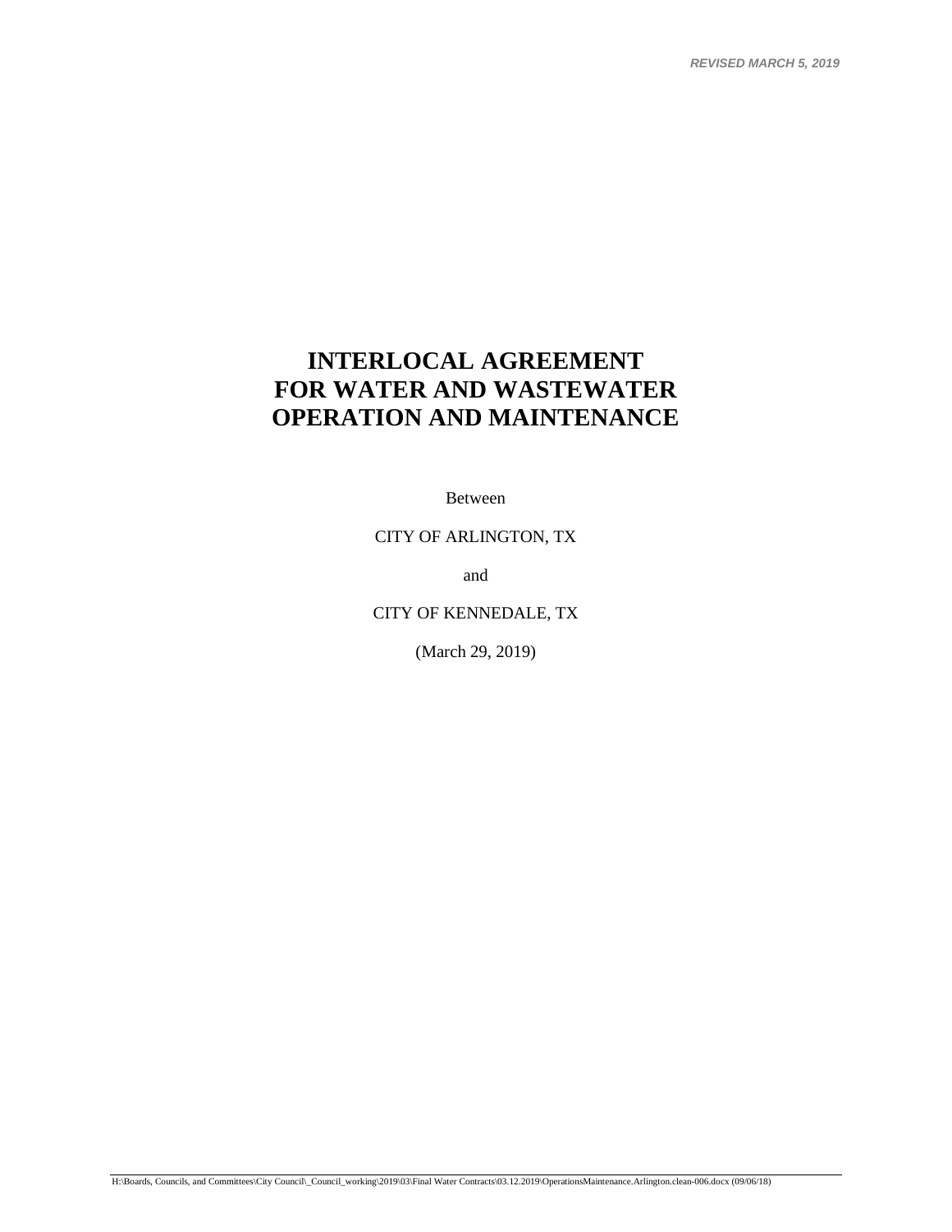*REVISED MARCH 5, 2019*

# INTERLOCAL AGREEMENT FOR WATER AND WASTEWATER OPERATION AND MAINTENANCE

Between

CITY OF ARLINGTON, TX

and

CITY OF KENNEDALE, TX

(March 29, 2019)

H:\Boards, Councils, and Committees\City Council\_Council_working\2019\03\Final Water Contracts\03.12.2019\OperationsMaintenance.Arlington.clean-006.docx (09/06/18)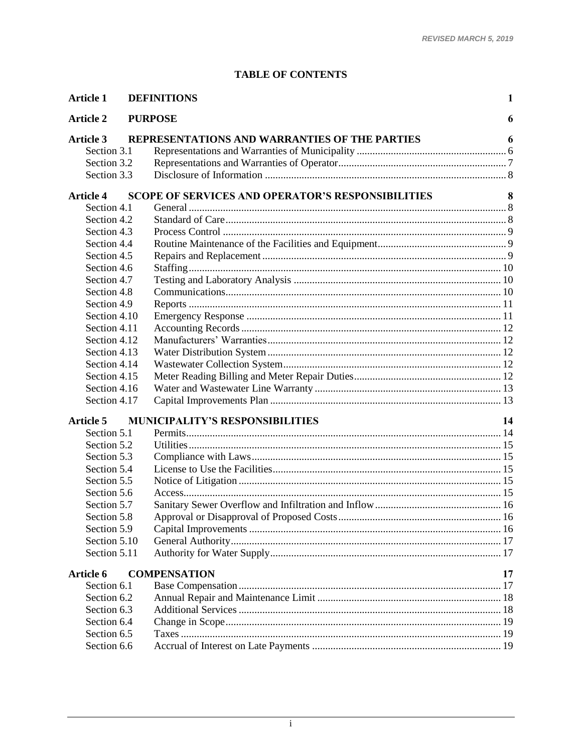REVISED MARCH 5, 2019

# TABLE OF CONTENTS

| | | |
|---|---|---|
| **Article 1** | **DEFINITIONS** | **1** |
| **Article 2** | **PURPOSE** | **6** |
| **Article 3** | **REPRESENTATIONS AND WARRANTIES OF THE PARTIES** | **6** |
| Section 3.1 | Representations and Warranties of Municipality | 6 |
| Section 3.2 | Representations and Warranties of Operator | 7 |
| Section 3.3 | Disclosure of Information | 8 |
| **Article 4** | **SCOPE OF SERVICES AND OPERATOR'S RESPONSIBILITIES** | **8** |
| Section 4.1 | General | 8 |
| Section 4.2 | Standard of Care | 8 |
| Section 4.3 | Process Control | 9 |
| Section 4.4 | Routine Maintenance of the Facilities and Equipment | 9 |
| Section 4.5 | Repairs and Replacement | 9 |
| Section 4.6 | Staffing | 10 |
| Section 4.7 | Testing and Laboratory Analysis | 10 |
| Section 4.8 | Communications | 10 |
| Section 4.9 | Reports | 11 |
| Section 4.10 | Emergency Response | 11 |
| Section 4.11 | Accounting Records | 12 |
| Section 4.12 | Manufacturers' Warranties | 12 |
| Section 4.13 | Water Distribution System | 12 |
| Section 4.14 | Wastewater Collection System | 12 |
| Section 4.15 | Meter Reading Billing and Meter Repair Duties | 12 |
| Section 4.16 | Water and Wastewater Line Warranty | 13 |
| Section 4.17 | Capital Improvements Plan | 13 |
| **Article 5** | **MUNICIPALITY'S RESPONSIBILITIES** | **14** |
| Section 5.1 | Permits | 14 |
| Section 5.2 | Utilities | 15 |
| Section 5.3 | Compliance with Laws | 15 |
| Section 5.4 | License to Use the Facilities | 15 |
| Section 5.5 | Notice of Litigation | 15 |
| Section 5.6 | Access | 15 |
| Section 5.7 | Sanitary Sewer Overflow and Infiltration and Inflow | 16 |
| Section 5.8 | Approval or Disapproval of Proposed Costs | 16 |
| Section 5.9 | Capital Improvements | 16 |
| Section 5.10 | General Authority | 17 |
| Section 5.11 | Authority for Water Supply | 17 |
| **Article 6** | **COMPENSATION** | **17** |
| Section 6.1 | Base Compensation | 17 |
| Section 6.2 | Annual Repair and Maintenance Limit | 18 |
| Section 6.3 | Additional Services | 18 |
| Section 6.4 | Change in Scope | 19 |
| Section 6.5 | Taxes | 19 |
| Section 6.6 | Accrual of Interest on Late Payments | 19 |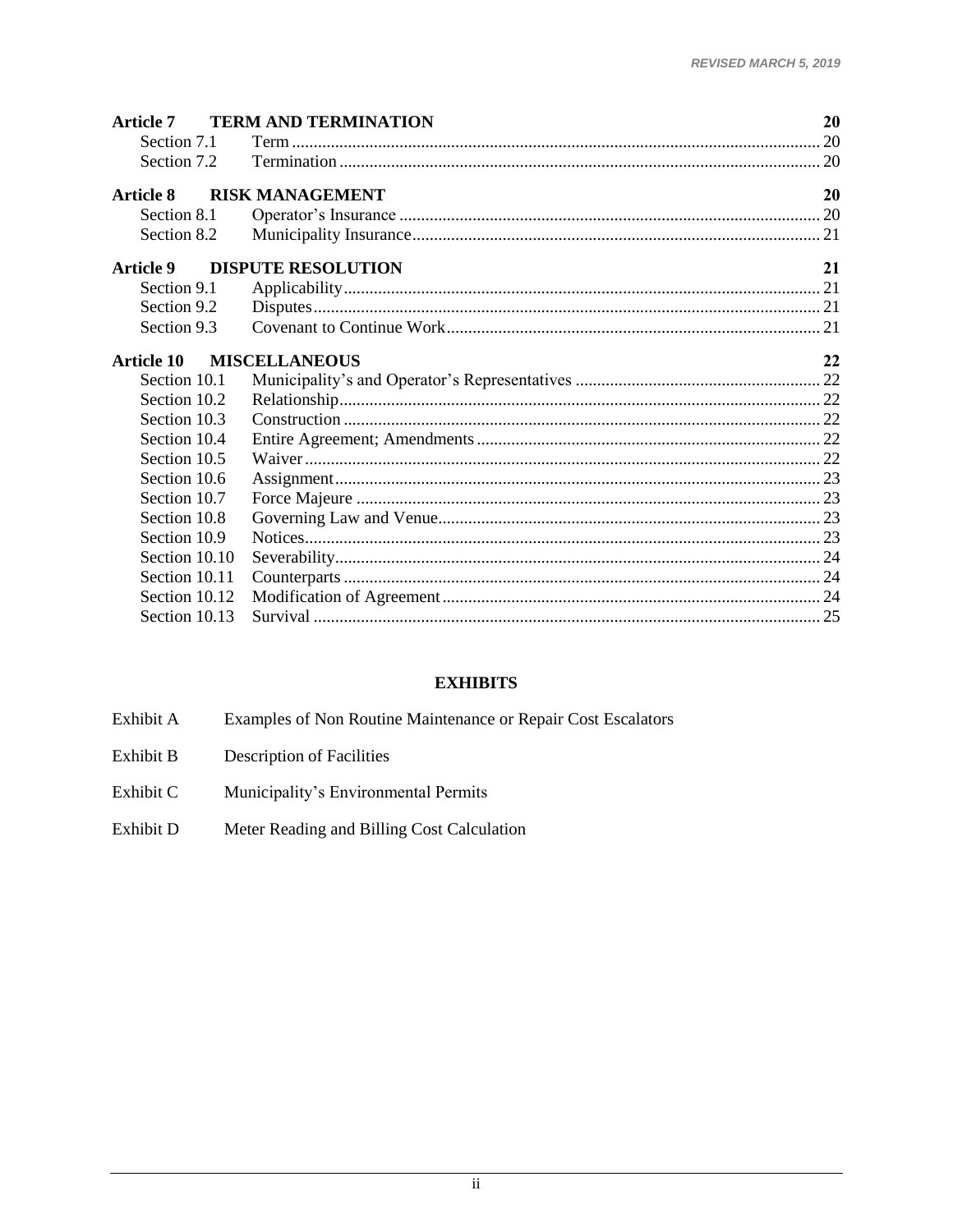| | | |
|---|---|---|
| **Article 7** | **TERM AND TERMINATION** | **20** |
| Section 7.1 | Term | 20 |
| Section 7.2 | Termination | 20 |
| **Article 8** | **RISK MANAGEMENT** | **20** |
| Section 8.1 | Operator's Insurance | 20 |
| Section 8.2 | Municipality Insurance | 21 |
| **Article 9** | **DISPUTE RESOLUTION** | **21** |
| Section 9.1 | Applicability | 21 |
| Section 9.2 | Disputes | 21 |
| Section 9.3 | Covenant to Continue Work | 21 |
| **Article 10** | **MISCELLANEOUS** | **22** |
| Section 10.1 | Municipality's and Operator's Representatives | 22 |
| Section 10.2 | Relationship | 22 |
| Section 10.3 | Construction | 22 |
| Section 10.4 | Entire Agreement; Amendments | 22 |
| Section 10.5 | Waiver | 22 |
| Section 10.6 | Assignment | 23 |
| Section 10.7 | Force Majeure | 23 |
| Section 10.8 | Governing Law and Venue | 23 |
| Section 10.9 | Notices | 23 |
| Section 10.10 | Severability | 24 |
| Section 10.11 | Counterparts | 24 |
| Section 10.12 | Modification of Agreement | 24 |
| Section 10.13 | Survival | 25 |

**EXHIBITS**

| | |
|---|---|
| Exhibit A | Examples of Non Routine Maintenance or Repair Cost Escalators |
| Exhibit B | Description of Facilities |
| Exhibit C | Municipality's Environmental Permits |
| Exhibit D | Meter Reading and Billing Cost Calculation |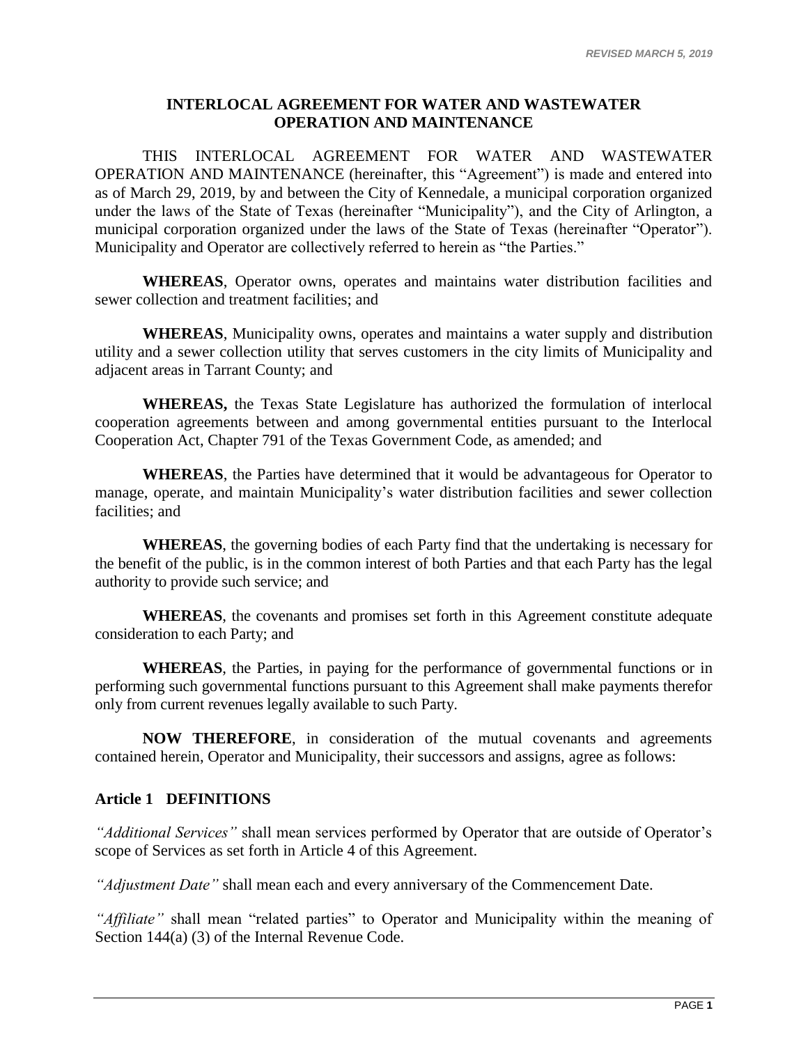# INTERLOCAL AGREEMENT FOR WATER AND WASTEWATER OPERATION AND MAINTENANCE

THIS INTERLOCAL AGREEMENT FOR WATER AND WASTEWATER OPERATION AND MAINTENANCE (hereinafter, this "Agreement") is made and entered into as of March 29, 2019, by and between the City of Kennedale, a municipal corporation organized under the laws of the State of Texas (hereinafter "Municipality"), and the City of Arlington, a municipal corporation organized under the laws of the State of Texas (hereinafter "Operator"). Municipality and Operator are collectively referred to herein as "the Parties."

**WHEREAS**, Operator owns, operates and maintains water distribution facilities and sewer collection and treatment facilities; and

**WHEREAS**, Municipality owns, operates and maintains a water supply and distribution utility and a sewer collection utility that serves customers in the city limits of Municipality and adjacent areas in Tarrant County; and

**WHEREAS,** the Texas State Legislature has authorized the formulation of interlocal cooperation agreements between and among governmental entities pursuant to the Interlocal Cooperation Act, Chapter 791 of the Texas Government Code, as amended; and

**WHEREAS**, the Parties have determined that it would be advantageous for Operator to manage, operate, and maintain Municipality's water distribution facilities and sewer collection facilities; and

**WHEREAS**, the governing bodies of each Party find that the undertaking is necessary for the benefit of the public, is in the common interest of both Parties and that each Party has the legal authority to provide such service; and

**WHEREAS**, the covenants and promises set forth in this Agreement constitute adequate consideration to each Party; and

**WHEREAS**, the Parties, in paying for the performance of governmental functions or in performing such governmental functions pursuant to this Agreement shall make payments therefor only from current revenues legally available to such Party.

**NOW THEREFORE**, in consideration of the mutual covenants and agreements contained herein, Operator and Municipality, their successors and assigns, agree as follows:

## Article 1 DEFINITIONS

*"Additional Services"* shall mean services performed by Operator that are outside of Operator's scope of Services as set forth in Article 4 of this Agreement.

*"Adjustment Date"* shall mean each and every anniversary of the Commencement Date.

*"Affiliate"* shall mean "related parties" to Operator and Municipality within the meaning of Section 144(a) (3) of the Internal Revenue Code.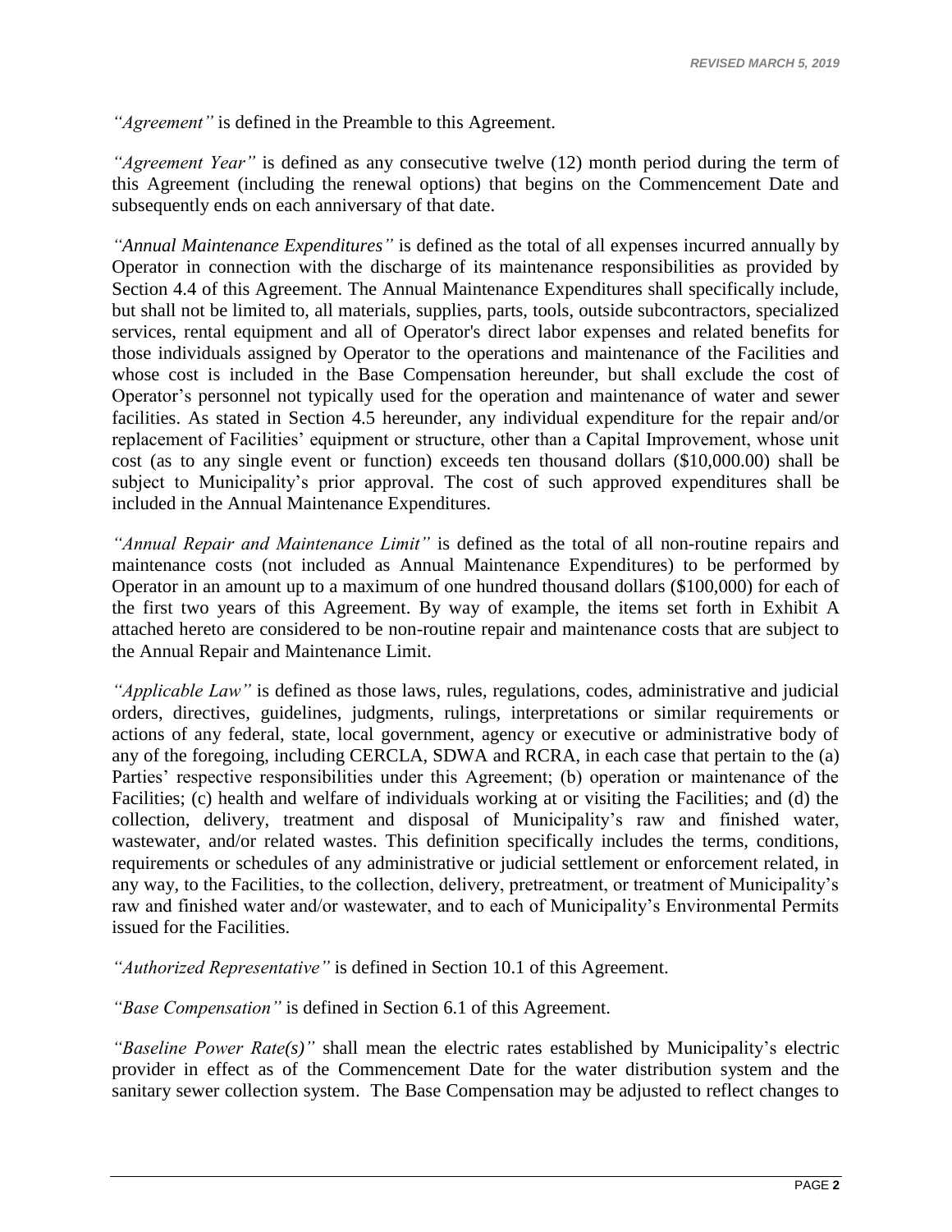*"Agreement"* is defined in the Preamble to this Agreement.

*"Agreement Year"* is defined as any consecutive twelve (12) month period during the term of this Agreement (including the renewal options) that begins on the Commencement Date and subsequently ends on each anniversary of that date.

*"Annual Maintenance Expenditures"* is defined as the total of all expenses incurred annually by Operator in connection with the discharge of its maintenance responsibilities as provided by Section 4.4 of this Agreement. The Annual Maintenance Expenditures shall specifically include, but shall not be limited to, all materials, supplies, parts, tools, outside subcontractors, specialized services, rental equipment and all of Operator's direct labor expenses and related benefits for those individuals assigned by Operator to the operations and maintenance of the Facilities and whose cost is included in the Base Compensation hereunder, but shall exclude the cost of Operator's personnel not typically used for the operation and maintenance of water and sewer facilities. As stated in Section 4.5 hereunder, any individual expenditure for the repair and/or replacement of Facilities' equipment or structure, other than a Capital Improvement, whose unit cost (as to any single event or function) exceeds ten thousand dollars ($10,000.00) shall be subject to Municipality's prior approval. The cost of such approved expenditures shall be included in the Annual Maintenance Expenditures.

*"Annual Repair and Maintenance Limit"* is defined as the total of all non-routine repairs and maintenance costs (not included as Annual Maintenance Expenditures) to be performed by Operator in an amount up to a maximum of one hundred thousand dollars ($100,000) for each of the first two years of this Agreement. By way of example, the items set forth in Exhibit A attached hereto are considered to be non-routine repair and maintenance costs that are subject to the Annual Repair and Maintenance Limit.

*"Applicable Law"* is defined as those laws, rules, regulations, codes, administrative and judicial orders, directives, guidelines, judgments, rulings, interpretations or similar requirements or actions of any federal, state, local government, agency or executive or administrative body of any of the foregoing, including CERCLA, SDWA and RCRA, in each case that pertain to the (a) Parties' respective responsibilities under this Agreement; (b) operation or maintenance of the Facilities; (c) health and welfare of individuals working at or visiting the Facilities; and (d) the collection, delivery, treatment and disposal of Municipality's raw and finished water, wastewater, and/or related wastes. This definition specifically includes the terms, conditions, requirements or schedules of any administrative or judicial settlement or enforcement related, in any way, to the Facilities, to the collection, delivery, pretreatment, or treatment of Municipality's raw and finished water and/or wastewater, and to each of Municipality's Environmental Permits issued for the Facilities.

*"Authorized Representative"* is defined in Section 10.1 of this Agreement.

*"Base Compensation"* is defined in Section 6.1 of this Agreement.

*"Baseline Power Rate(s)"* shall mean the electric rates established by Municipality's electric provider in effect as of the Commencement Date for the water distribution system and the sanitary sewer collection system. The Base Compensation may be adjusted to reflect changes to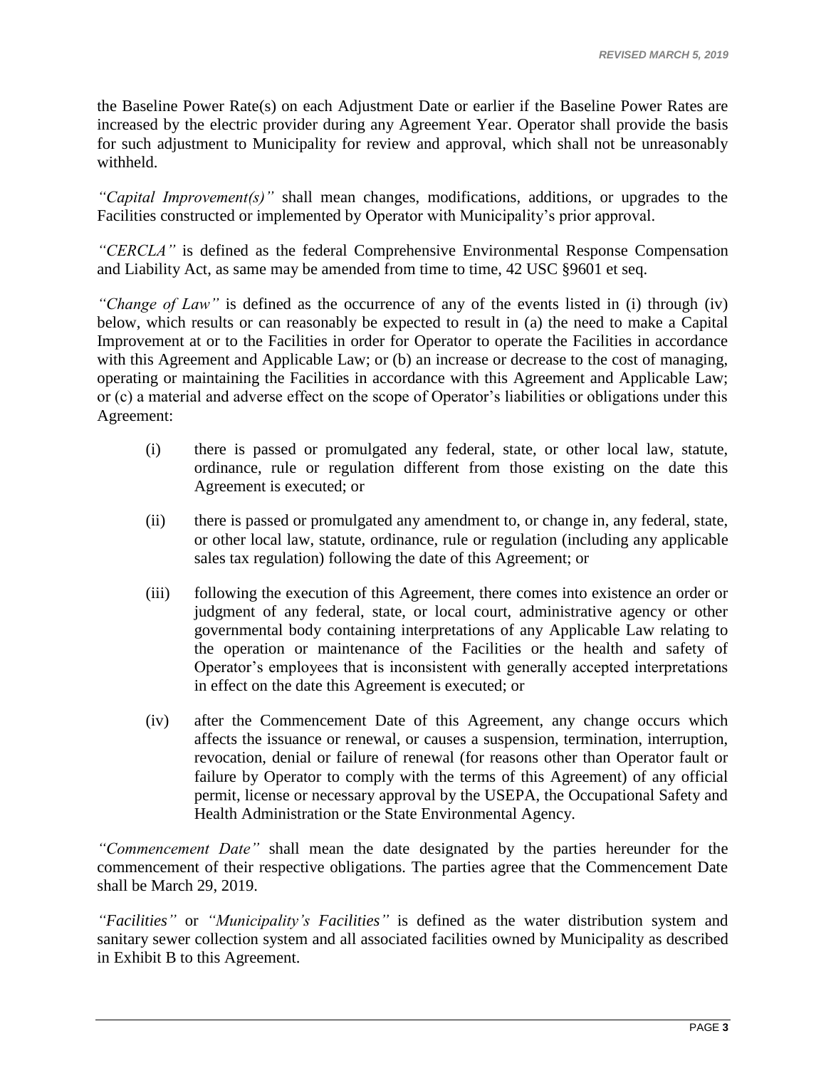the Baseline Power Rate(s) on each Adjustment Date or earlier if the Baseline Power Rates are increased by the electric provider during any Agreement Year. Operator shall provide the basis for such adjustment to Municipality for review and approval, which shall not be unreasonably withheld.

*"Capital Improvement(s)"* shall mean changes, modifications, additions, or upgrades to the Facilities constructed or implemented by Operator with Municipality's prior approval.

*"CERCLA"* is defined as the federal Comprehensive Environmental Response Compensation and Liability Act, as same may be amended from time to time, 42 USC §9601 et seq.

*"Change of Law"* is defined as the occurrence of any of the events listed in (i) through (iv) below, which results or can reasonably be expected to result in (a) the need to make a Capital Improvement at or to the Facilities in order for Operator to operate the Facilities in accordance with this Agreement and Applicable Law; or (b) an increase or decrease to the cost of managing, operating or maintaining the Facilities in accordance with this Agreement and Applicable Law; or (c) a material and adverse effect on the scope of Operator's liabilities or obligations under this Agreement:

(i) there is passed or promulgated any federal, state, or other local law, statute, ordinance, rule or regulation different from those existing on the date this Agreement is executed; or

(ii) there is passed or promulgated any amendment to, or change in, any federal, state, or other local law, statute, ordinance, rule or regulation (including any applicable sales tax regulation) following the date of this Agreement; or

(iii) following the execution of this Agreement, there comes into existence an order or judgment of any federal, state, or local court, administrative agency or other governmental body containing interpretations of any Applicable Law relating to the operation or maintenance of the Facilities or the health and safety of Operator's employees that is inconsistent with generally accepted interpretations in effect on the date this Agreement is executed; or

(iv) after the Commencement Date of this Agreement, any change occurs which affects the issuance or renewal, or causes a suspension, termination, interruption, revocation, denial or failure of renewal (for reasons other than Operator fault or failure by Operator to comply with the terms of this Agreement) of any official permit, license or necessary approval by the USEPA, the Occupational Safety and Health Administration or the State Environmental Agency.

*"Commencement Date"* shall mean the date designated by the parties hereunder for the commencement of their respective obligations. The parties agree that the Commencement Date shall be March 29, 2019.

*"Facilities"* or *"Municipality's Facilities"* is defined as the water distribution system and sanitary sewer collection system and all associated facilities owned by Municipality as described in Exhibit B to this Agreement.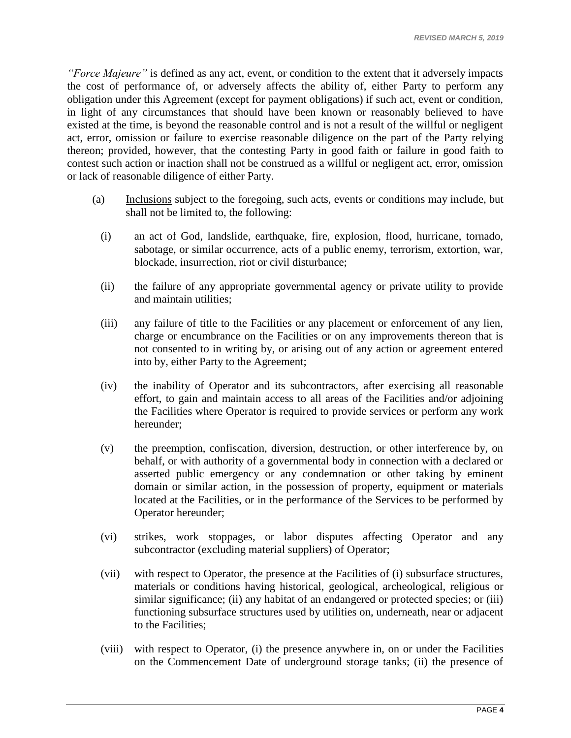*"Force Majeure"* is defined as any act, event, or condition to the extent that it adversely impacts the cost of performance of, or adversely affects the ability of, either Party to perform any obligation under this Agreement (except for payment obligations) if such act, event or condition, in light of any circumstances that should have been known or reasonably believed to have existed at the time, is beyond the reasonable control and is not a result of the willful or negligent act, error, omission or failure to exercise reasonable diligence on the part of the Party relying thereon; provided, however, that the contesting Party in good faith or failure in good faith to contest such action or inaction shall not be construed as a willful or negligent act, error, omission or lack of reasonable diligence of either Party.

(a) Inclusions subject to the foregoing, such acts, events or conditions may include, but shall not be limited to, the following:

(i) an act of God, landslide, earthquake, fire, explosion, flood, hurricane, tornado, sabotage, or similar occurrence, acts of a public enemy, terrorism, extortion, war, blockade, insurrection, riot or civil disturbance;

(ii) the failure of any appropriate governmental agency or private utility to provide and maintain utilities;

(iii) any failure of title to the Facilities or any placement or enforcement of any lien, charge or encumbrance on the Facilities or on any improvements thereon that is not consented to in writing by, or arising out of any action or agreement entered into by, either Party to the Agreement;

(iv) the inability of Operator and its subcontractors, after exercising all reasonable effort, to gain and maintain access to all areas of the Facilities and/or adjoining the Facilities where Operator is required to provide services or perform any work hereunder;

(v) the preemption, confiscation, diversion, destruction, or other interference by, on behalf, or with authority of a governmental body in connection with a declared or asserted public emergency or any condemnation or other taking by eminent domain or similar action, in the possession of property, equipment or materials located at the Facilities, or in the performance of the Services to be performed by Operator hereunder;

(vi) strikes, work stoppages, or labor disputes affecting Operator and any subcontractor (excluding material suppliers) of Operator;

(vii) with respect to Operator, the presence at the Facilities of (i) subsurface structures, materials or conditions having historical, geological, archeological, religious or similar significance; (ii) any habitat of an endangered or protected species; or (iii) functioning subsurface structures used by utilities on, underneath, near or adjacent to the Facilities;

(viii) with respect to Operator, (i) the presence anywhere in, on or under the Facilities on the Commencement Date of underground storage tanks; (ii) the presence of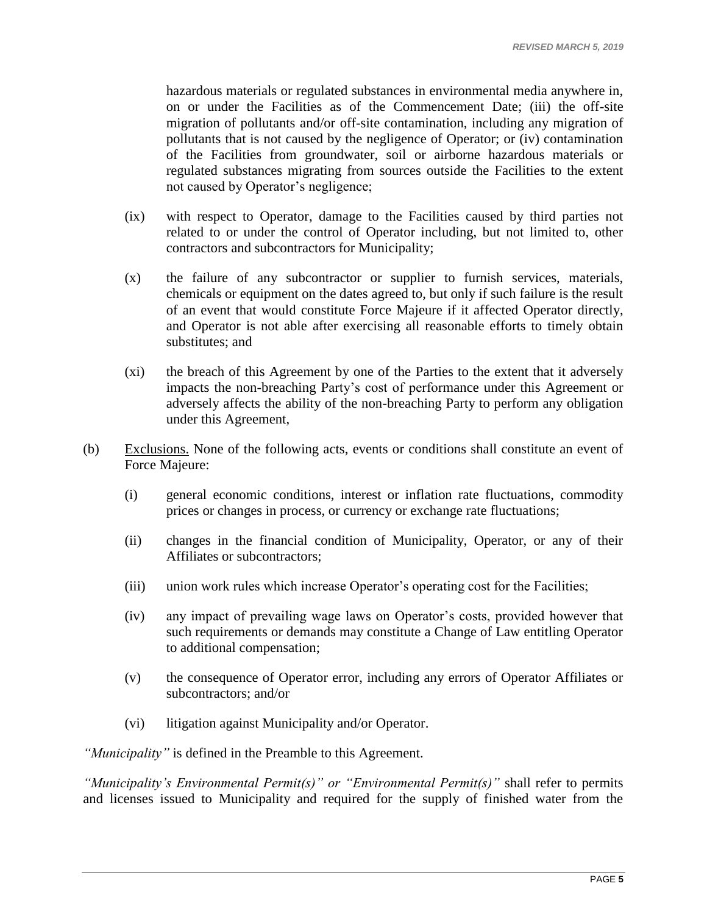hazardous materials or regulated substances in environmental media anywhere in, on or under the Facilities as of the Commencement Date; (iii) the off-site migration of pollutants and/or off-site contamination, including any migration of pollutants that is not caused by the negligence of Operator; or (iv) contamination of the Facilities from groundwater, soil or airborne hazardous materials or regulated substances migrating from sources outside the Facilities to the extent not caused by Operator's negligence;

(ix) with respect to Operator, damage to the Facilities caused by third parties not related to or under the control of Operator including, but not limited to, other contractors and subcontractors for Municipality;

(x) the failure of any subcontractor or supplier to furnish services, materials, chemicals or equipment on the dates agreed to, but only if such failure is the result of an event that would constitute Force Majeure if it affected Operator directly, and Operator is not able after exercising all reasonable efforts to timely obtain substitutes; and

(xi) the breach of this Agreement by one of the Parties to the extent that it adversely impacts the non-breaching Party's cost of performance under this Agreement or adversely affects the ability of the non-breaching Party to perform any obligation under this Agreement,

(b) Exclusions. None of the following acts, events or conditions shall constitute an event of Force Majeure:

(i) general economic conditions, interest or inflation rate fluctuations, commodity prices or changes in process, or currency or exchange rate fluctuations;

(ii) changes in the financial condition of Municipality, Operator, or any of their Affiliates or subcontractors;

(iii) union work rules which increase Operator's operating cost for the Facilities;

(iv) any impact of prevailing wage laws on Operator's costs, provided however that such requirements or demands may constitute a Change of Law entitling Operator to additional compensation;

(v) the consequence of Operator error, including any errors of Operator Affiliates or subcontractors; and/or

(vi) litigation against Municipality and/or Operator.

*"Municipality"* is defined in the Preamble to this Agreement.

*"Municipality's Environmental Permit(s)" or "Environmental Permit(s)"* shall refer to permits and licenses issued to Municipality and required for the supply of finished water from the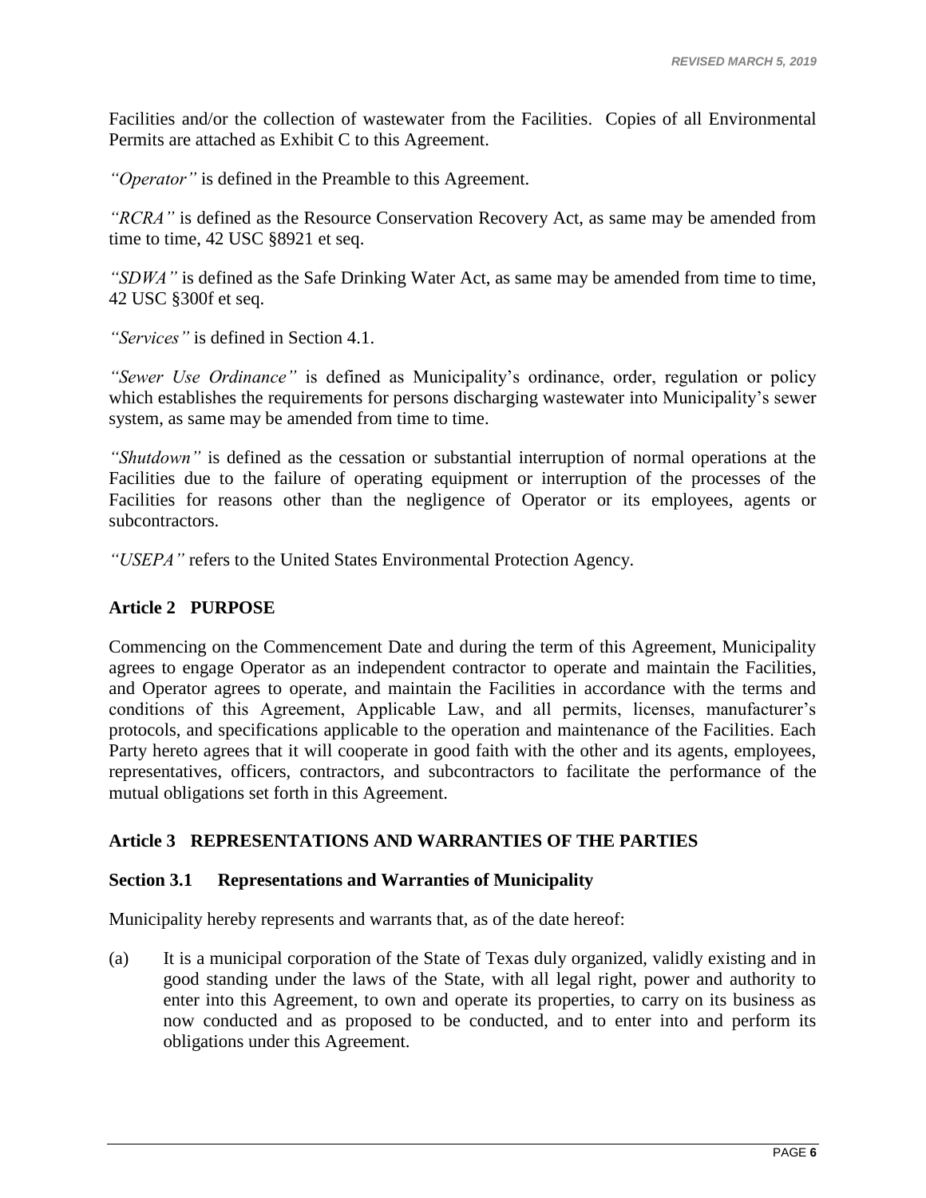Facilities and/or the collection of wastewater from the Facilities. Copies of all Environmental Permits are attached as Exhibit C to this Agreement.

*"Operator"* is defined in the Preamble to this Agreement.

*"RCRA"* is defined as the Resource Conservation Recovery Act, as same may be amended from time to time, 42 USC §8921 et seq.

*"SDWA"* is defined as the Safe Drinking Water Act, as same may be amended from time to time, 42 USC §300f et seq.

*"Services"* is defined in Section 4.1.

*"Sewer Use Ordinance"* is defined as Municipality's ordinance, order, regulation or policy which establishes the requirements for persons discharging wastewater into Municipality's sewer system, as same may be amended from time to time.

*"Shutdown"* is defined as the cessation or substantial interruption of normal operations at the Facilities due to the failure of operating equipment or interruption of the processes of the Facilities for reasons other than the negligence of Operator or its employees, agents or subcontractors.

*"USEPA"* refers to the United States Environmental Protection Agency.

## Article 2 PURPOSE

Commencing on the Commencement Date and during the term of this Agreement, Municipality agrees to engage Operator as an independent contractor to operate and maintain the Facilities, and Operator agrees to operate, and maintain the Facilities in accordance with the terms and conditions of this Agreement, Applicable Law, and all permits, licenses, manufacturer's protocols, and specifications applicable to the operation and maintenance of the Facilities. Each Party hereto agrees that it will cooperate in good faith with the other and its agents, employees, representatives, officers, contractors, and subcontractors to facilitate the performance of the mutual obligations set forth in this Agreement.

## Article 3 REPRESENTATIONS AND WARRANTIES OF THE PARTIES

### Section 3.1 Representations and Warranties of Municipality

Municipality hereby represents and warrants that, as of the date hereof:

(a) It is a municipal corporation of the State of Texas duly organized, validly existing and in good standing under the laws of the State, with all legal right, power and authority to enter into this Agreement, to own and operate its properties, to carry on its business as now conducted and as proposed to be conducted, and to enter into and perform its obligations under this Agreement.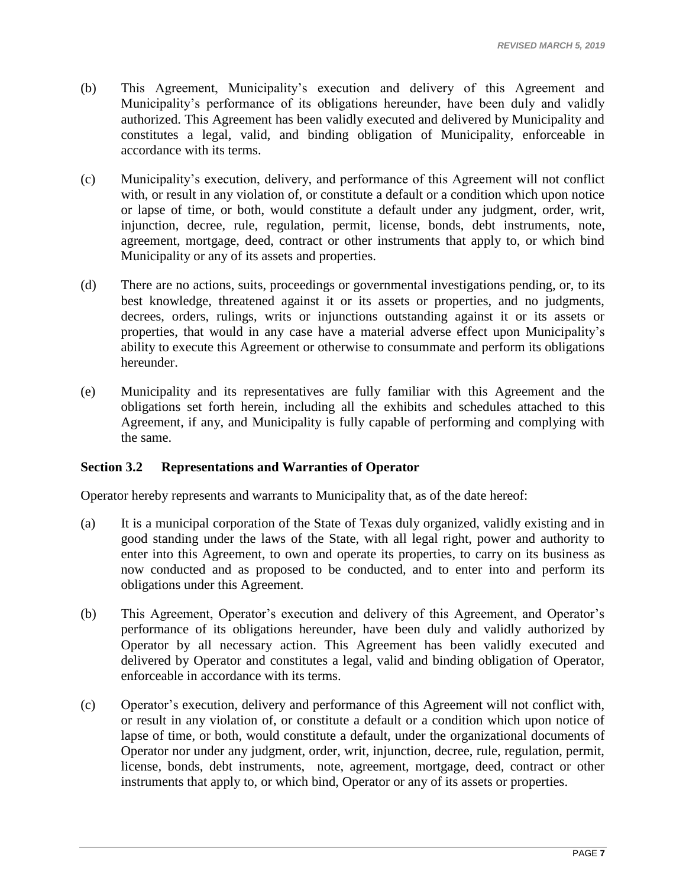(b) This Agreement, Municipality's execution and delivery of this Agreement and Municipality's performance of its obligations hereunder, have been duly and validly authorized. This Agreement has been validly executed and delivered by Municipality and constitutes a legal, valid, and binding obligation of Municipality, enforceable in accordance with its terms.

(c) Municipality's execution, delivery, and performance of this Agreement will not conflict with, or result in any violation of, or constitute a default or a condition which upon notice or lapse of time, or both, would constitute a default under any judgment, order, writ, injunction, decree, rule, regulation, permit, license, bonds, debt instruments, note, agreement, mortgage, deed, contract or other instruments that apply to, or which bind Municipality or any of its assets and properties.

(d) There are no actions, suits, proceedings or governmental investigations pending, or, to its best knowledge, threatened against it or its assets or properties, and no judgments, decrees, orders, rulings, writs or injunctions outstanding against it or its assets or properties, that would in any case have a material adverse effect upon Municipality's ability to execute this Agreement or otherwise to consummate and perform its obligations hereunder.

(e) Municipality and its representatives are fully familiar with this Agreement and the obligations set forth herein, including all the exhibits and schedules attached to this Agreement, if any, and Municipality is fully capable of performing and complying with the same.

**Section 3.2 Representations and Warranties of Operator**

Operator hereby represents and warrants to Municipality that, as of the date hereof:

(a) It is a municipal corporation of the State of Texas duly organized, validly existing and in good standing under the laws of the State, with all legal right, power and authority to enter into this Agreement, to own and operate its properties, to carry on its business as now conducted and as proposed to be conducted, and to enter into and perform its obligations under this Agreement.

(b) This Agreement, Operator's execution and delivery of this Agreement, and Operator's performance of its obligations hereunder, have been duly and validly authorized by Operator by all necessary action. This Agreement has been validly executed and delivered by Operator and constitutes a legal, valid and binding obligation of Operator, enforceable in accordance with its terms.

(c) Operator's execution, delivery and performance of this Agreement will not conflict with, or result in any violation of, or constitute a default or a condition which upon notice of lapse of time, or both, would constitute a default, under the organizational documents of Operator nor under any judgment, order, writ, injunction, decree, rule, regulation, permit, license, bonds, debt instruments, note, agreement, mortgage, deed, contract or other instruments that apply to, or which bind, Operator or any of its assets or properties.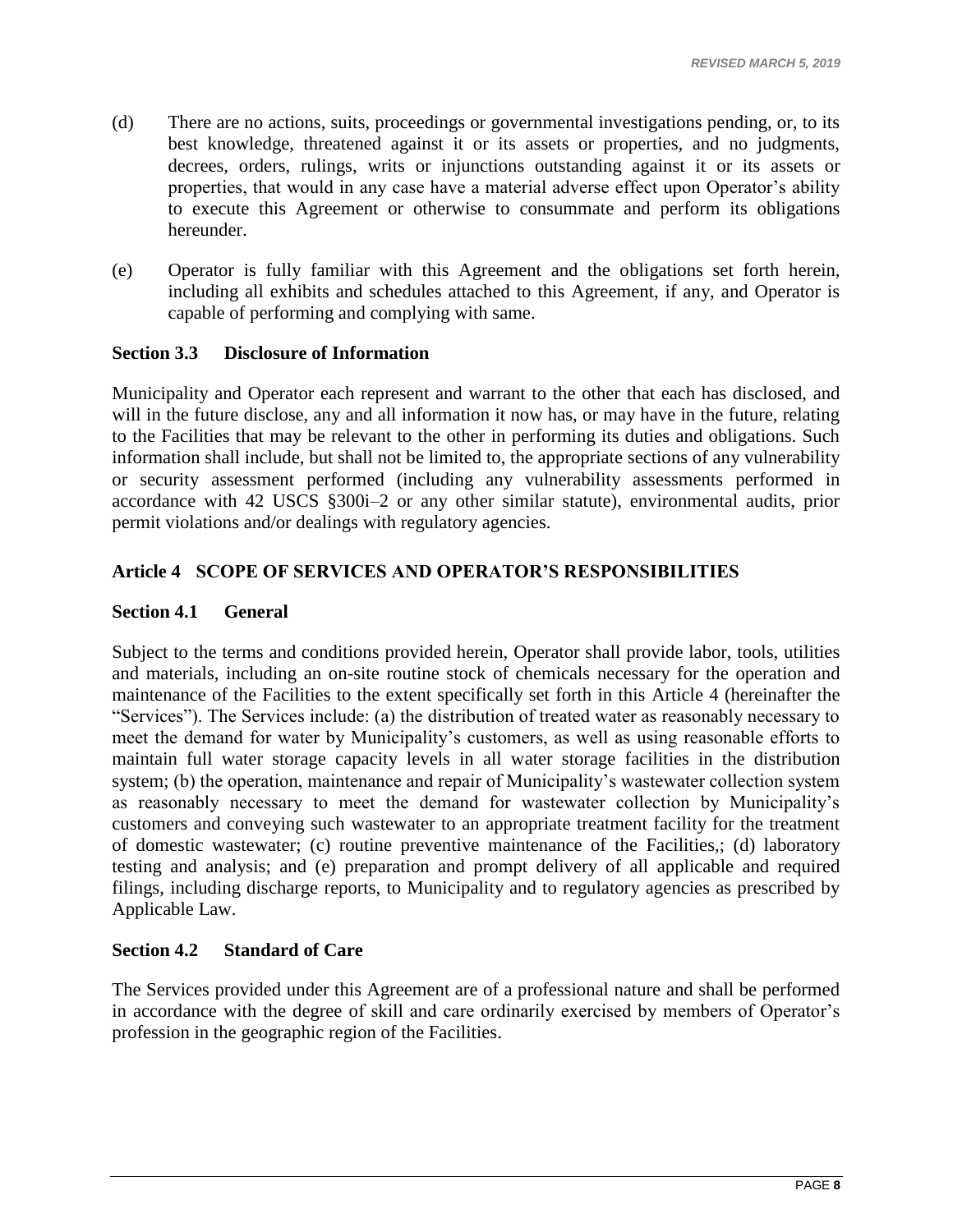(d) There are no actions, suits, proceedings or governmental investigations pending, or, to its best knowledge, threatened against it or its assets or properties, and no judgments, decrees, orders, rulings, writs or injunctions outstanding against it or its assets or properties, that would in any case have a material adverse effect upon Operator's ability to execute this Agreement or otherwise to consummate and perform its obligations hereunder.

(e) Operator is fully familiar with this Agreement and the obligations set forth herein, including all exhibits and schedules attached to this Agreement, if any, and Operator is capable of performing and complying with same.

### Section 3.3 Disclosure of Information

Municipality and Operator each represent and warrant to the other that each has disclosed, and will in the future disclose, any and all information it now has, or may have in the future, relating to the Facilities that may be relevant to the other in performing its duties and obligations. Such information shall include, but shall not be limited to, the appropriate sections of any vulnerability or security assessment performed (including any vulnerability assessments performed in accordance with 42 USCS §300i–2 or any other similar statute), environmental audits, prior permit violations and/or dealings with regulatory agencies.

## Article 4 SCOPE OF SERVICES AND OPERATOR'S RESPONSIBILITIES

### Section 4.1 General

Subject to the terms and conditions provided herein, Operator shall provide labor, tools, utilities and materials, including an on-site routine stock of chemicals necessary for the operation and maintenance of the Facilities to the extent specifically set forth in this Article 4 (hereinafter the "Services"). The Services include: (a) the distribution of treated water as reasonably necessary to meet the demand for water by Municipality's customers, as well as using reasonable efforts to maintain full water storage capacity levels in all water storage facilities in the distribution system; (b) the operation, maintenance and repair of Municipality's wastewater collection system as reasonably necessary to meet the demand for wastewater collection by Municipality's customers and conveying such wastewater to an appropriate treatment facility for the treatment of domestic wastewater; (c) routine preventive maintenance of the Facilities,; (d) laboratory testing and analysis; and (e) preparation and prompt delivery of all applicable and required filings, including discharge reports, to Municipality and to regulatory agencies as prescribed by Applicable Law.

### Section 4.2 Standard of Care

The Services provided under this Agreement are of a professional nature and shall be performed in accordance with the degree of skill and care ordinarily exercised by members of Operator's profession in the geographic region of the Facilities.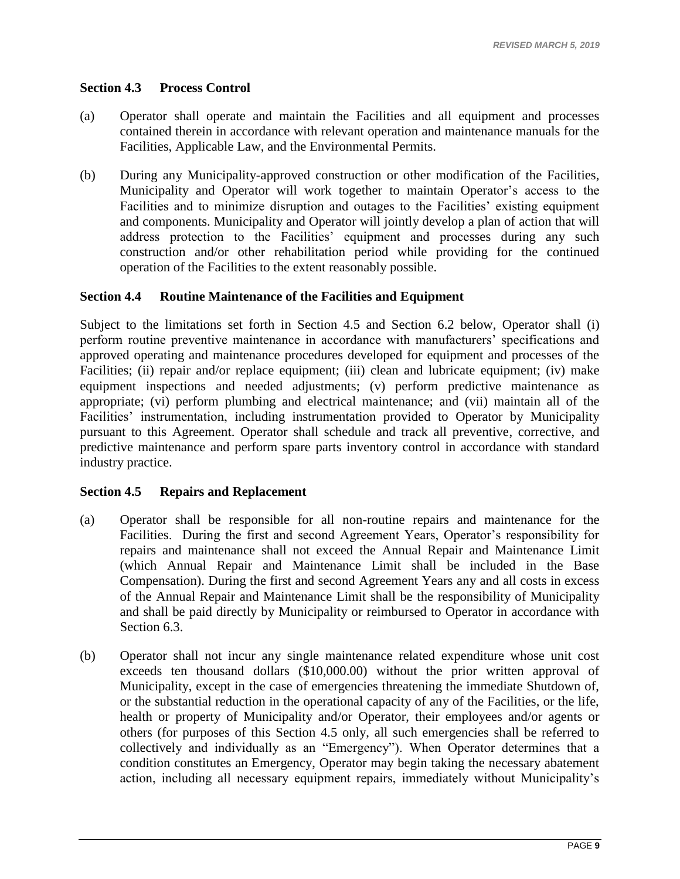### Section 4.3 Process Control

(a) Operator shall operate and maintain the Facilities and all equipment and processes contained therein in accordance with relevant operation and maintenance manuals for the Facilities, Applicable Law, and the Environmental Permits.

(b) During any Municipality-approved construction or other modification of the Facilities, Municipality and Operator will work together to maintain Operator's access to the Facilities and to minimize disruption and outages to the Facilities' existing equipment and components. Municipality and Operator will jointly develop a plan of action that will address protection to the Facilities' equipment and processes during any such construction and/or other rehabilitation period while providing for the continued operation of the Facilities to the extent reasonably possible.

### Section 4.4 Routine Maintenance of the Facilities and Equipment

Subject to the limitations set forth in Section 4.5 and Section 6.2 below, Operator shall (i) perform routine preventive maintenance in accordance with manufacturers' specifications and approved operating and maintenance procedures developed for equipment and processes of the Facilities; (ii) repair and/or replace equipment; (iii) clean and lubricate equipment; (iv) make equipment inspections and needed adjustments; (v) perform predictive maintenance as appropriate; (vi) perform plumbing and electrical maintenance; and (vii) maintain all of the Facilities' instrumentation, including instrumentation provided to Operator by Municipality pursuant to this Agreement. Operator shall schedule and track all preventive, corrective, and predictive maintenance and perform spare parts inventory control in accordance with standard industry practice.

### Section 4.5 Repairs and Replacement

(a) Operator shall be responsible for all non-routine repairs and maintenance for the Facilities. During the first and second Agreement Years, Operator's responsibility for repairs and maintenance shall not exceed the Annual Repair and Maintenance Limit (which Annual Repair and Maintenance Limit shall be included in the Base Compensation). During the first and second Agreement Years any and all costs in excess of the Annual Repair and Maintenance Limit shall be the responsibility of Municipality and shall be paid directly by Municipality or reimbursed to Operator in accordance with Section 6.3.

(b) Operator shall not incur any single maintenance related expenditure whose unit cost exceeds ten thousand dollars ($10,000.00) without the prior written approval of Municipality, except in the case of emergencies threatening the immediate Shutdown of, or the substantial reduction in the operational capacity of any of the Facilities, or the life, health or property of Municipality and/or Operator, their employees and/or agents or others (for purposes of this Section 4.5 only, all such emergencies shall be referred to collectively and individually as an "Emergency"). When Operator determines that a condition constitutes an Emergency, Operator may begin taking the necessary abatement action, including all necessary equipment repairs, immediately without Municipality's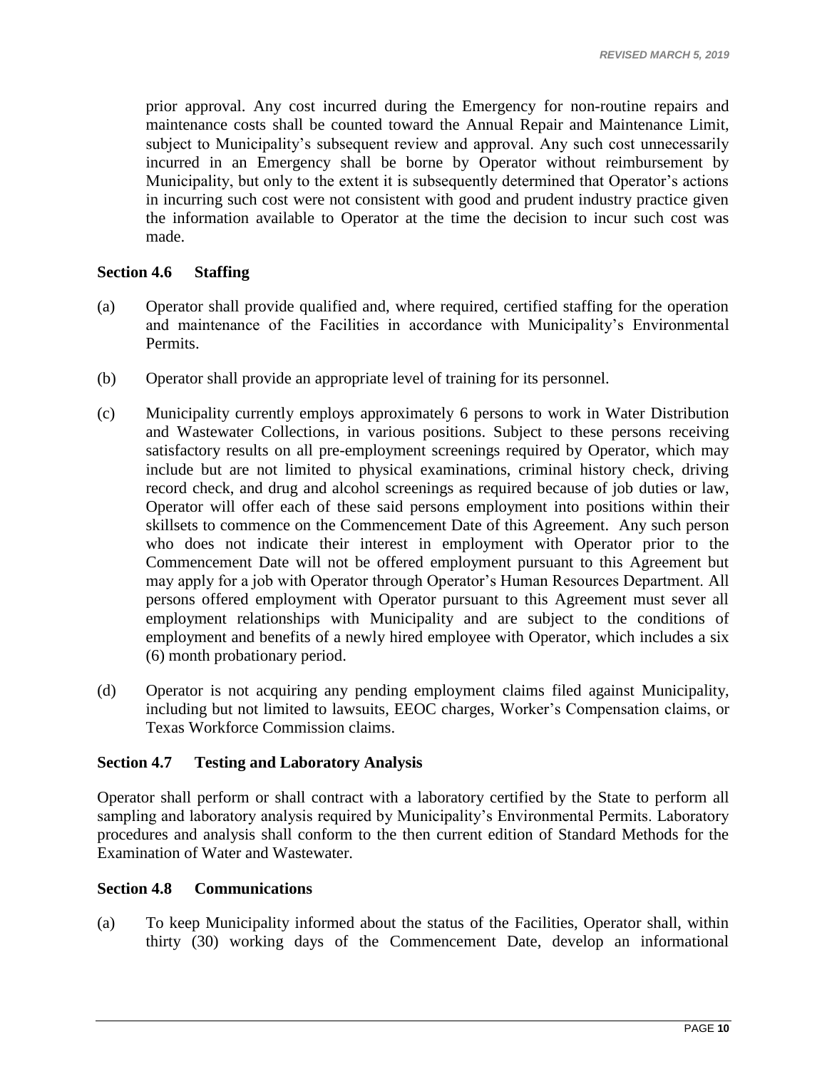prior approval. Any cost incurred during the Emergency for non-routine repairs and maintenance costs shall be counted toward the Annual Repair and Maintenance Limit, subject to Municipality's subsequent review and approval. Any such cost unnecessarily incurred in an Emergency shall be borne by Operator without reimbursement by Municipality, but only to the extent it is subsequently determined that Operator's actions in incurring such cost were not consistent with good and prudent industry practice given the information available to Operator at the time the decision to incur such cost was made.

### Section 4.6 Staffing

(a) Operator shall provide qualified and, where required, certified staffing for the operation and maintenance of the Facilities in accordance with Municipality's Environmental Permits.

(b) Operator shall provide an appropriate level of training for its personnel.

(c) Municipality currently employs approximately 6 persons to work in Water Distribution and Wastewater Collections, in various positions. Subject to these persons receiving satisfactory results on all pre-employment screenings required by Operator, which may include but are not limited to physical examinations, criminal history check, driving record check, and drug and alcohol screenings as required because of job duties or law, Operator will offer each of these said persons employment into positions within their skillsets to commence on the Commencement Date of this Agreement. Any such person who does not indicate their interest in employment with Operator prior to the Commencement Date will not be offered employment pursuant to this Agreement but may apply for a job with Operator through Operator's Human Resources Department. All persons offered employment with Operator pursuant to this Agreement must sever all employment relationships with Municipality and are subject to the conditions of employment and benefits of a newly hired employee with Operator, which includes a six (6) month probationary period.

(d) Operator is not acquiring any pending employment claims filed against Municipality, including but not limited to lawsuits, EEOC charges, Worker's Compensation claims, or Texas Workforce Commission claims.

### Section 4.7 Testing and Laboratory Analysis

Operator shall perform or shall contract with a laboratory certified by the State to perform all sampling and laboratory analysis required by Municipality's Environmental Permits. Laboratory procedures and analysis shall conform to the then current edition of Standard Methods for the Examination of Water and Wastewater.

### Section 4.8 Communications

(a) To keep Municipality informed about the status of the Facilities, Operator shall, within thirty (30) working days of the Commencement Date, develop an informational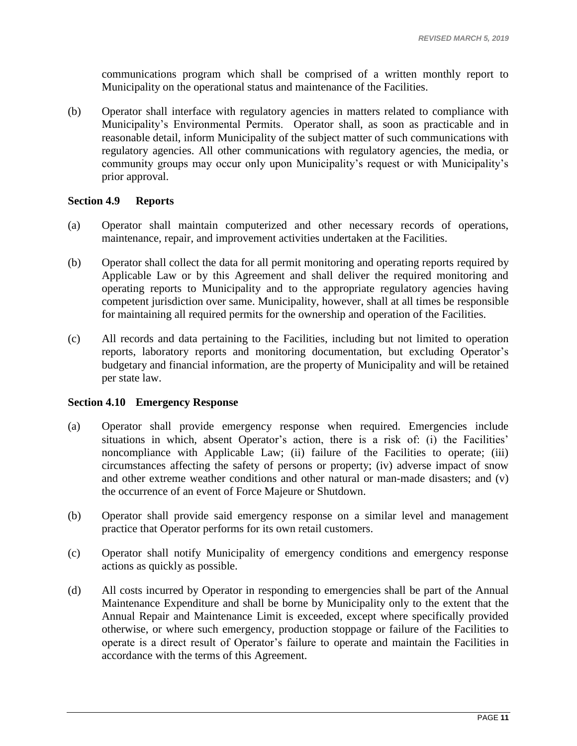communications program which shall be comprised of a written monthly report to Municipality on the operational status and maintenance of the Facilities.

(b) Operator shall interface with regulatory agencies in matters related to compliance with Municipality's Environmental Permits. Operator shall, as soon as practicable and in reasonable detail, inform Municipality of the subject matter of such communications with regulatory agencies. All other communications with regulatory agencies, the media, or community groups may occur only upon Municipality's request or with Municipality's prior approval.

### Section 4.9 Reports

(a) Operator shall maintain computerized and other necessary records of operations, maintenance, repair, and improvement activities undertaken at the Facilities.

(b) Operator shall collect the data for all permit monitoring and operating reports required by Applicable Law or by this Agreement and shall deliver the required monitoring and operating reports to Municipality and to the appropriate regulatory agencies having competent jurisdiction over same. Municipality, however, shall at all times be responsible for maintaining all required permits for the ownership and operation of the Facilities.

(c) All records and data pertaining to the Facilities, including but not limited to operation reports, laboratory reports and monitoring documentation, but excluding Operator's budgetary and financial information, are the property of Municipality and will be retained per state law.

### Section 4.10 Emergency Response

(a) Operator shall provide emergency response when required. Emergencies include situations in which, absent Operator's action, there is a risk of: (i) the Facilities' noncompliance with Applicable Law; (ii) failure of the Facilities to operate; (iii) circumstances affecting the safety of persons or property; (iv) adverse impact of snow and other extreme weather conditions and other natural or man-made disasters; and (v) the occurrence of an event of Force Majeure or Shutdown.

(b) Operator shall provide said emergency response on a similar level and management practice that Operator performs for its own retail customers.

(c) Operator shall notify Municipality of emergency conditions and emergency response actions as quickly as possible.

(d) All costs incurred by Operator in responding to emergencies shall be part of the Annual Maintenance Expenditure and shall be borne by Municipality only to the extent that the Annual Repair and Maintenance Limit is exceeded, except where specifically provided otherwise, or where such emergency, production stoppage or failure of the Facilities to operate is a direct result of Operator's failure to operate and maintain the Facilities in accordance with the terms of this Agreement.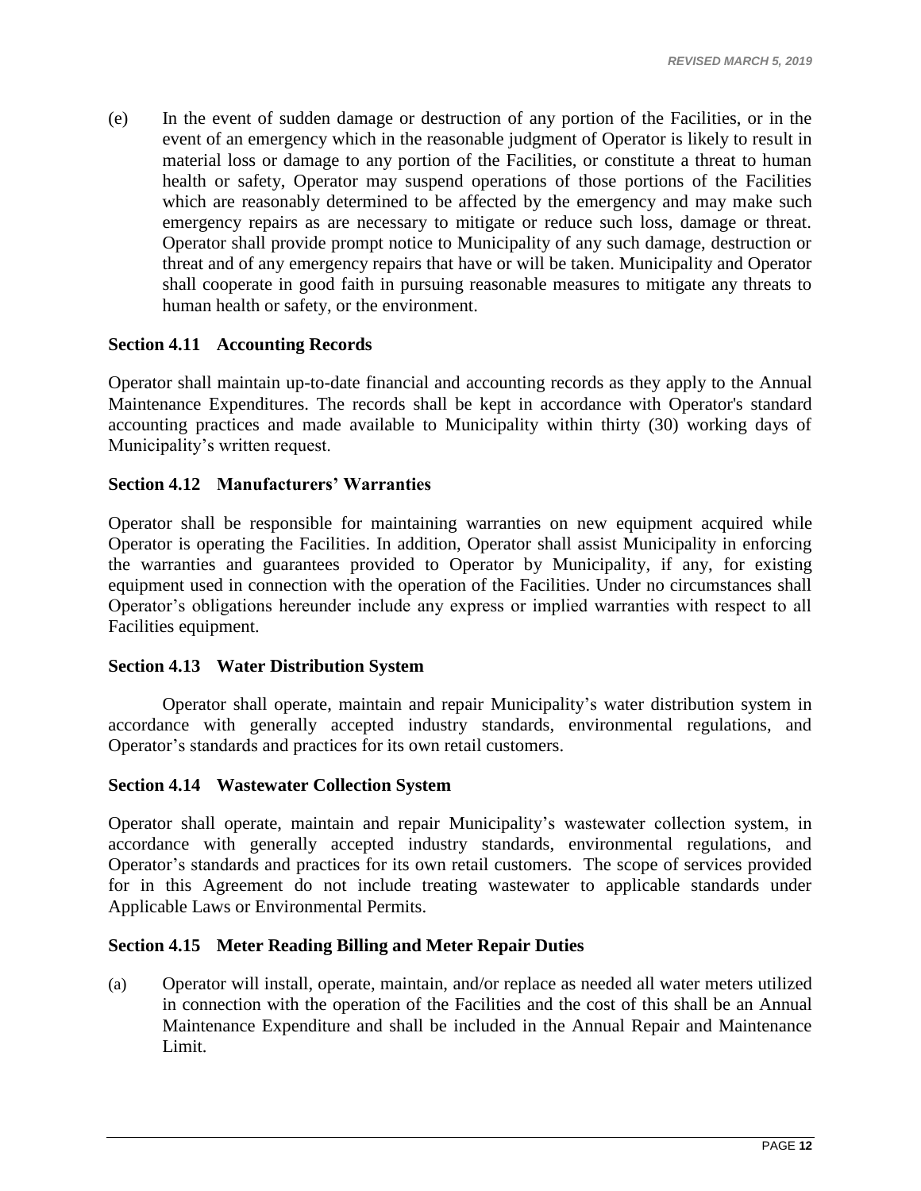(e) In the event of sudden damage or destruction of any portion of the Facilities, or in the event of an emergency which in the reasonable judgment of Operator is likely to result in material loss or damage to any portion of the Facilities, or constitute a threat to human health or safety, Operator may suspend operations of those portions of the Facilities which are reasonably determined to be affected by the emergency and may make such emergency repairs as are necessary to mitigate or reduce such loss, damage or threat. Operator shall provide prompt notice to Municipality of any such damage, destruction or threat and of any emergency repairs that have or will be taken. Municipality and Operator shall cooperate in good faith in pursuing reasonable measures to mitigate any threats to human health or safety, or the environment.

### Section 4.11 Accounting Records

Operator shall maintain up-to-date financial and accounting records as they apply to the Annual Maintenance Expenditures. The records shall be kept in accordance with Operator's standard accounting practices and made available to Municipality within thirty (30) working days of Municipality's written request.

### Section 4.12 Manufacturers' Warranties

Operator shall be responsible for maintaining warranties on new equipment acquired while Operator is operating the Facilities. In addition, Operator shall assist Municipality in enforcing the warranties and guarantees provided to Operator by Municipality, if any, for existing equipment used in connection with the operation of the Facilities. Under no circumstances shall Operator's obligations hereunder include any express or implied warranties with respect to all Facilities equipment.

### Section 4.13 Water Distribution System

Operator shall operate, maintain and repair Municipality's water distribution system in accordance with generally accepted industry standards, environmental regulations, and Operator's standards and practices for its own retail customers.

### Section 4.14 Wastewater Collection System

Operator shall operate, maintain and repair Municipality's wastewater collection system, in accordance with generally accepted industry standards, environmental regulations, and Operator's standards and practices for its own retail customers. The scope of services provided for in this Agreement do not include treating wastewater to applicable standards under Applicable Laws or Environmental Permits.

### Section 4.15 Meter Reading Billing and Meter Repair Duties

(a) Operator will install, operate, maintain, and/or replace as needed all water meters utilized in connection with the operation of the Facilities and the cost of this shall be an Annual Maintenance Expenditure and shall be included in the Annual Repair and Maintenance Limit.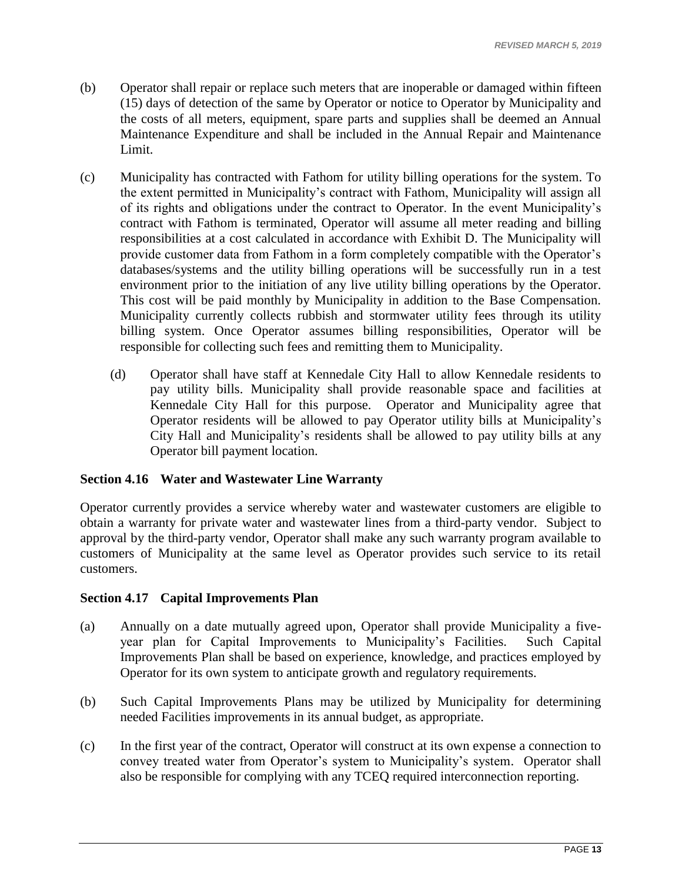(b) Operator shall repair or replace such meters that are inoperable or damaged within fifteen (15) days of detection of the same by Operator or notice to Operator by Municipality and the costs of all meters, equipment, spare parts and supplies shall be deemed an Annual Maintenance Expenditure and shall be included in the Annual Repair and Maintenance Limit.

(c) Municipality has contracted with Fathom for utility billing operations for the system. To the extent permitted in Municipality's contract with Fathom, Municipality will assign all of its rights and obligations under the contract to Operator. In the event Municipality's contract with Fathom is terminated, Operator will assume all meter reading and billing responsibilities at a cost calculated in accordance with Exhibit D. The Municipality will provide customer data from Fathom in a form completely compatible with the Operator's databases/systems and the utility billing operations will be successfully run in a test environment prior to the initiation of any live utility billing operations by the Operator. This cost will be paid monthly by Municipality in addition to the Base Compensation. Municipality currently collects rubbish and stormwater utility fees through its utility billing system. Once Operator assumes billing responsibilities, Operator will be responsible for collecting such fees and remitting them to Municipality.

(d) Operator shall have staff at Kennedale City Hall to allow Kennedale residents to pay utility bills. Municipality shall provide reasonable space and facilities at Kennedale City Hall for this purpose. Operator and Municipality agree that Operator residents will be allowed to pay Operator utility bills at Municipality's City Hall and Municipality's residents shall be allowed to pay utility bills at any Operator bill payment location.

### Section 4.16 Water and Wastewater Line Warranty

Operator currently provides a service whereby water and wastewater customers are eligible to obtain a warranty for private water and wastewater lines from a third-party vendor. Subject to approval by the third-party vendor, Operator shall make any such warranty program available to customers of Municipality at the same level as Operator provides such service to its retail customers.

### Section 4.17 Capital Improvements Plan

(a) Annually on a date mutually agreed upon, Operator shall provide Municipality a five-year plan for Capital Improvements to Municipality's Facilities. Such Capital Improvements Plan shall be based on experience, knowledge, and practices employed by Operator for its own system to anticipate growth and regulatory requirements.

(b) Such Capital Improvements Plans may be utilized by Municipality for determining needed Facilities improvements in its annual budget, as appropriate.

(c) In the first year of the contract, Operator will construct at its own expense a connection to convey treated water from Operator's system to Municipality's system. Operator shall also be responsible for complying with any TCEQ required interconnection reporting.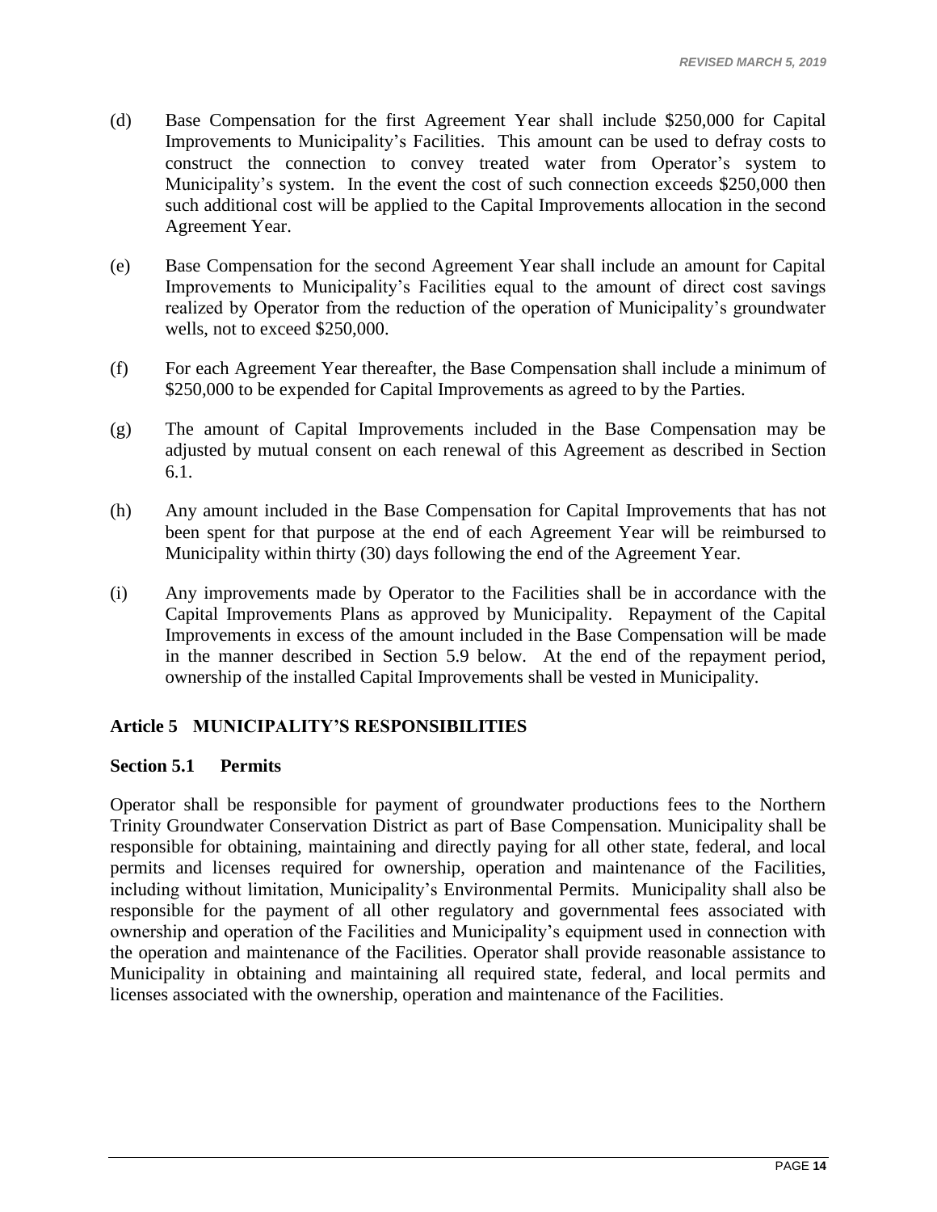(d) Base Compensation for the first Agreement Year shall include $250,000 for Capital Improvements to Municipality's Facilities. This amount can be used to defray costs to construct the connection to convey treated water from Operator's system to Municipality's system. In the event the cost of such connection exceeds $250,000 then such additional cost will be applied to the Capital Improvements allocation in the second Agreement Year.

(e) Base Compensation for the second Agreement Year shall include an amount for Capital Improvements to Municipality's Facilities equal to the amount of direct cost savings realized by Operator from the reduction of the operation of Municipality's groundwater wells, not to exceed $250,000.

(f) For each Agreement Year thereafter, the Base Compensation shall include a minimum of $250,000 to be expended for Capital Improvements as agreed to by the Parties.

(g) The amount of Capital Improvements included in the Base Compensation may be adjusted by mutual consent on each renewal of this Agreement as described in Section 6.1.

(h) Any amount included in the Base Compensation for Capital Improvements that has not been spent for that purpose at the end of each Agreement Year will be reimbursed to Municipality within thirty (30) days following the end of the Agreement Year.

(i) Any improvements made by Operator to the Facilities shall be in accordance with the Capital Improvements Plans as approved by Municipality. Repayment of the Capital Improvements in excess of the amount included in the Base Compensation will be made in the manner described in Section 5.9 below. At the end of the repayment period, ownership of the installed Capital Improvements shall be vested in Municipality.

## Article 5 MUNICIPALITY'S RESPONSIBILITIES

### Section 5.1 Permits

Operator shall be responsible for payment of groundwater productions fees to the Northern Trinity Groundwater Conservation District as part of Base Compensation. Municipality shall be responsible for obtaining, maintaining and directly paying for all other state, federal, and local permits and licenses required for ownership, operation and maintenance of the Facilities, including without limitation, Municipality's Environmental Permits. Municipality shall also be responsible for the payment of all other regulatory and governmental fees associated with ownership and operation of the Facilities and Municipality's equipment used in connection with the operation and maintenance of the Facilities. Operator shall provide reasonable assistance to Municipality in obtaining and maintaining all required state, federal, and local permits and licenses associated with the ownership, operation and maintenance of the Facilities.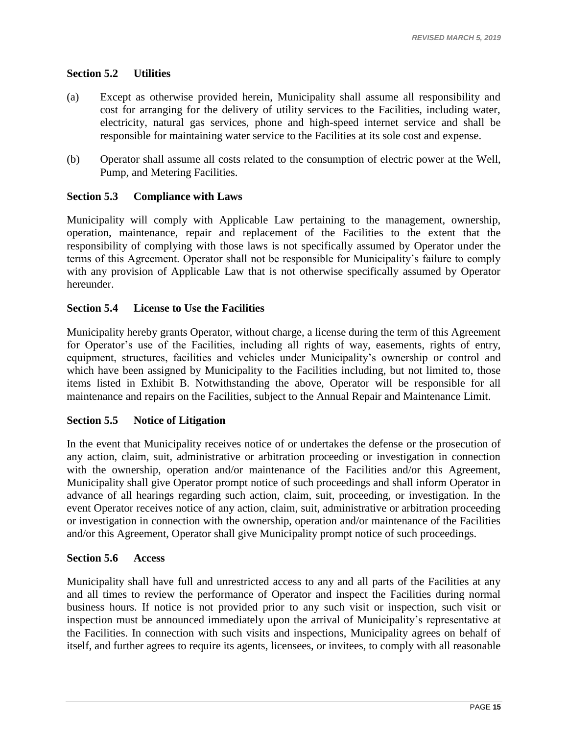### Section 5.2 Utilities

(a) Except as otherwise provided herein, Municipality shall assume all responsibility and cost for arranging for the delivery of utility services to the Facilities, including water, electricity, natural gas services, phone and high-speed internet service and shall be responsible for maintaining water service to the Facilities at its sole cost and expense.

(b) Operator shall assume all costs related to the consumption of electric power at the Well, Pump, and Metering Facilities.

### Section 5.3 Compliance with Laws

Municipality will comply with Applicable Law pertaining to the management, ownership, operation, maintenance, repair and replacement of the Facilities to the extent that the responsibility of complying with those laws is not specifically assumed by Operator under the terms of this Agreement. Operator shall not be responsible for Municipality's failure to comply with any provision of Applicable Law that is not otherwise specifically assumed by Operator hereunder.

### Section 5.4 License to Use the Facilities

Municipality hereby grants Operator, without charge, a license during the term of this Agreement for Operator's use of the Facilities, including all rights of way, easements, rights of entry, equipment, structures, facilities and vehicles under Municipality's ownership or control and which have been assigned by Municipality to the Facilities including, but not limited to, those items listed in Exhibit B. Notwithstanding the above, Operator will be responsible for all maintenance and repairs on the Facilities, subject to the Annual Repair and Maintenance Limit.

### Section 5.5 Notice of Litigation

In the event that Municipality receives notice of or undertakes the defense or the prosecution of any action, claim, suit, administrative or arbitration proceeding or investigation in connection with the ownership, operation and/or maintenance of the Facilities and/or this Agreement, Municipality shall give Operator prompt notice of such proceedings and shall inform Operator in advance of all hearings regarding such action, claim, suit, proceeding, or investigation. In the event Operator receives notice of any action, claim, suit, administrative or arbitration proceeding or investigation in connection with the ownership, operation and/or maintenance of the Facilities and/or this Agreement, Operator shall give Municipality prompt notice of such proceedings.

### Section 5.6 Access

Municipality shall have full and unrestricted access to any and all parts of the Facilities at any and all times to review the performance of Operator and inspect the Facilities during normal business hours. If notice is not provided prior to any such visit or inspection, such visit or inspection must be announced immediately upon the arrival of Municipality's representative at the Facilities. In connection with such visits and inspections, Municipality agrees on behalf of itself, and further agrees to require its agents, licensees, or invitees, to comply with all reasonable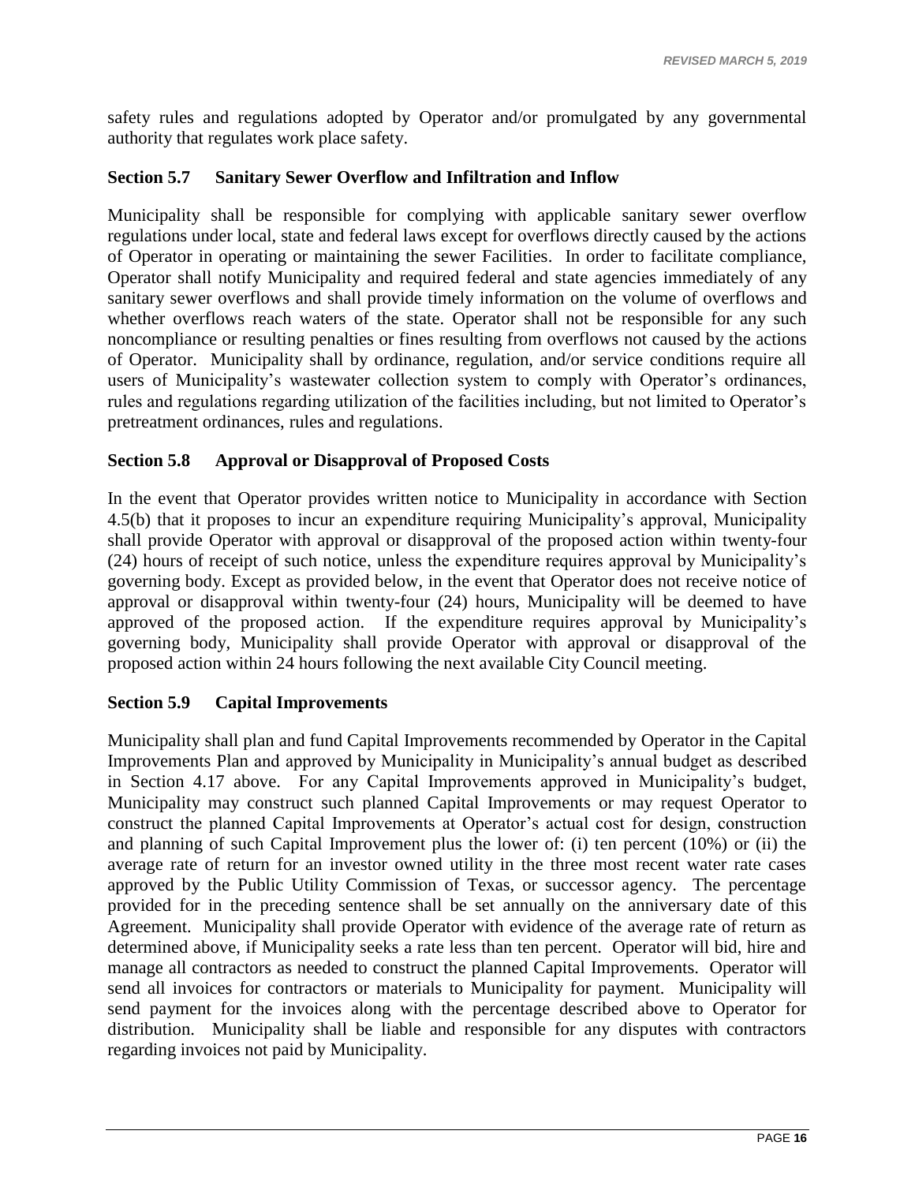safety rules and regulations adopted by Operator and/or promulgated by any governmental authority that regulates work place safety.

### Section 5.7 Sanitary Sewer Overflow and Infiltration and Inflow

Municipality shall be responsible for complying with applicable sanitary sewer overflow regulations under local, state and federal laws except for overflows directly caused by the actions of Operator in operating or maintaining the sewer Facilities. In order to facilitate compliance, Operator shall notify Municipality and required federal and state agencies immediately of any sanitary sewer overflows and shall provide timely information on the volume of overflows and whether overflows reach waters of the state. Operator shall not be responsible for any such noncompliance or resulting penalties or fines resulting from overflows not caused by the actions of Operator. Municipality shall by ordinance, regulation, and/or service conditions require all users of Municipality's wastewater collection system to comply with Operator's ordinances, rules and regulations regarding utilization of the facilities including, but not limited to Operator's pretreatment ordinances, rules and regulations.

### Section 5.8 Approval or Disapproval of Proposed Costs

In the event that Operator provides written notice to Municipality in accordance with Section 4.5(b) that it proposes to incur an expenditure requiring Municipality's approval, Municipality shall provide Operator with approval or disapproval of the proposed action within twenty-four (24) hours of receipt of such notice, unless the expenditure requires approval by Municipality's governing body. Except as provided below, in the event that Operator does not receive notice of approval or disapproval within twenty-four (24) hours, Municipality will be deemed to have approved of the proposed action. If the expenditure requires approval by Municipality's governing body, Municipality shall provide Operator with approval or disapproval of the proposed action within 24 hours following the next available City Council meeting.

### Section 5.9 Capital Improvements

Municipality shall plan and fund Capital Improvements recommended by Operator in the Capital Improvements Plan and approved by Municipality in Municipality's annual budget as described in Section 4.17 above. For any Capital Improvements approved in Municipality's budget, Municipality may construct such planned Capital Improvements or may request Operator to construct the planned Capital Improvements at Operator's actual cost for design, construction and planning of such Capital Improvement plus the lower of: (i) ten percent (10%) or (ii) the average rate of return for an investor owned utility in the three most recent water rate cases approved by the Public Utility Commission of Texas, or successor agency. The percentage provided for in the preceding sentence shall be set annually on the anniversary date of this Agreement. Municipality shall provide Operator with evidence of the average rate of return as determined above, if Municipality seeks a rate less than ten percent. Operator will bid, hire and manage all contractors as needed to construct the planned Capital Improvements. Operator will send all invoices for contractors or materials to Municipality for payment. Municipality will send payment for the invoices along with the percentage described above to Operator for distribution. Municipality shall be liable and responsible for any disputes with contractors regarding invoices not paid by Municipality.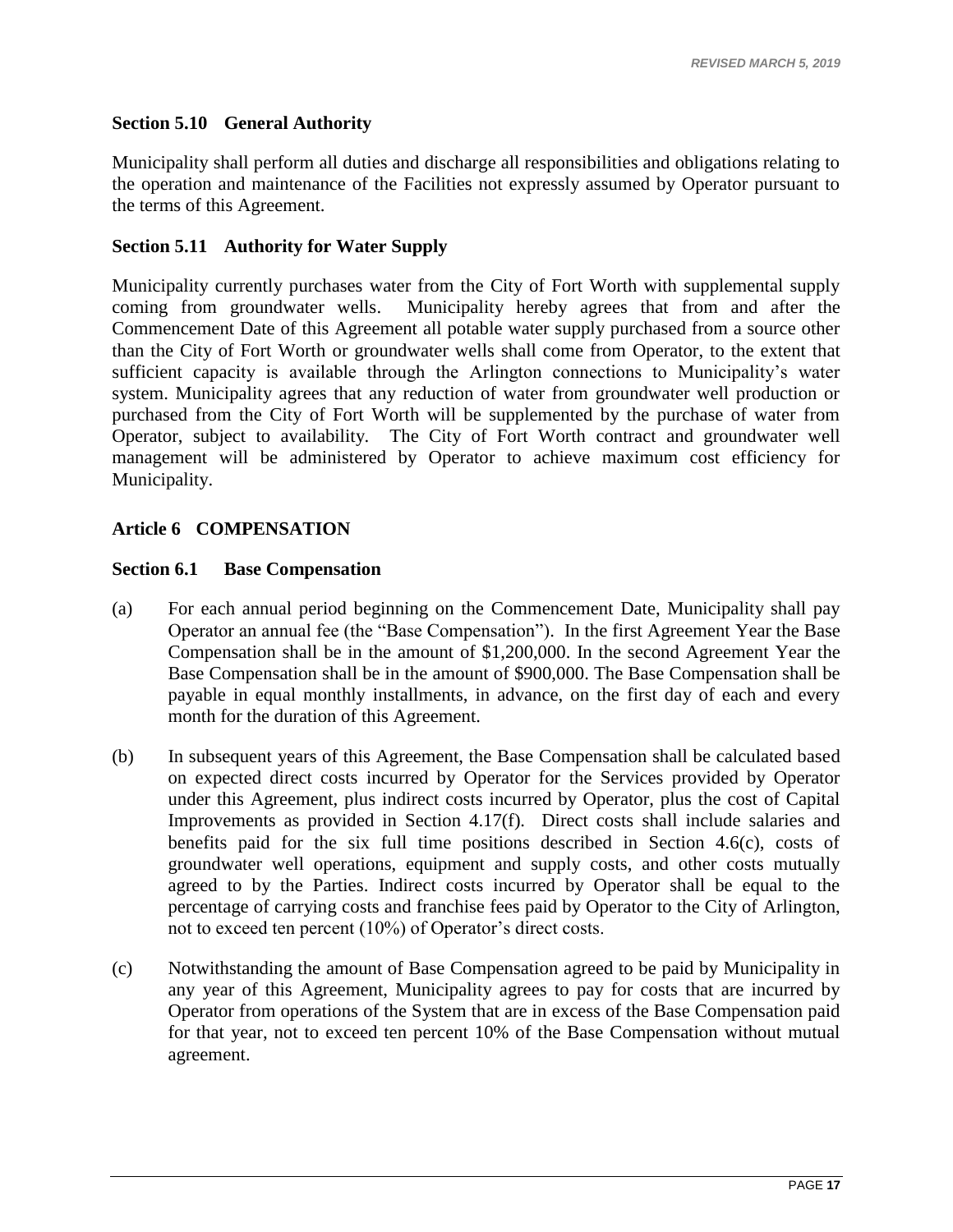### Section 5.10 General Authority

Municipality shall perform all duties and discharge all responsibilities and obligations relating to the operation and maintenance of the Facilities not expressly assumed by Operator pursuant to the terms of this Agreement.

### Section 5.11 Authority for Water Supply

Municipality currently purchases water from the City of Fort Worth with supplemental supply coming from groundwater wells. Municipality hereby agrees that from and after the Commencement Date of this Agreement all potable water supply purchased from a source other than the City of Fort Worth or groundwater wells shall come from Operator, to the extent that sufficient capacity is available through the Arlington connections to Municipality's water system. Municipality agrees that any reduction of water from groundwater well production or purchased from the City of Fort Worth will be supplemented by the purchase of water from Operator, subject to availability. The City of Fort Worth contract and groundwater well management will be administered by Operator to achieve maximum cost efficiency for Municipality.

## Article 6 COMPENSATION

### Section 6.1 Base Compensation

(a) For each annual period beginning on the Commencement Date, Municipality shall pay Operator an annual fee (the "Base Compensation"). In the first Agreement Year the Base Compensation shall be in the amount of $1,200,000. In the second Agreement Year the Base Compensation shall be in the amount of $900,000. The Base Compensation shall be payable in equal monthly installments, in advance, on the first day of each and every month for the duration of this Agreement.

(b) In subsequent years of this Agreement, the Base Compensation shall be calculated based on expected direct costs incurred by Operator for the Services provided by Operator under this Agreement, plus indirect costs incurred by Operator, plus the cost of Capital Improvements as provided in Section 4.17(f). Direct costs shall include salaries and benefits paid for the six full time positions described in Section 4.6(c), costs of groundwater well operations, equipment and supply costs, and other costs mutually agreed to by the Parties. Indirect costs incurred by Operator shall be equal to the percentage of carrying costs and franchise fees paid by Operator to the City of Arlington, not to exceed ten percent (10%) of Operator's direct costs.

(c) Notwithstanding the amount of Base Compensation agreed to be paid by Municipality in any year of this Agreement, Municipality agrees to pay for costs that are incurred by Operator from operations of the System that are in excess of the Base Compensation paid for that year, not to exceed ten percent 10% of the Base Compensation without mutual agreement.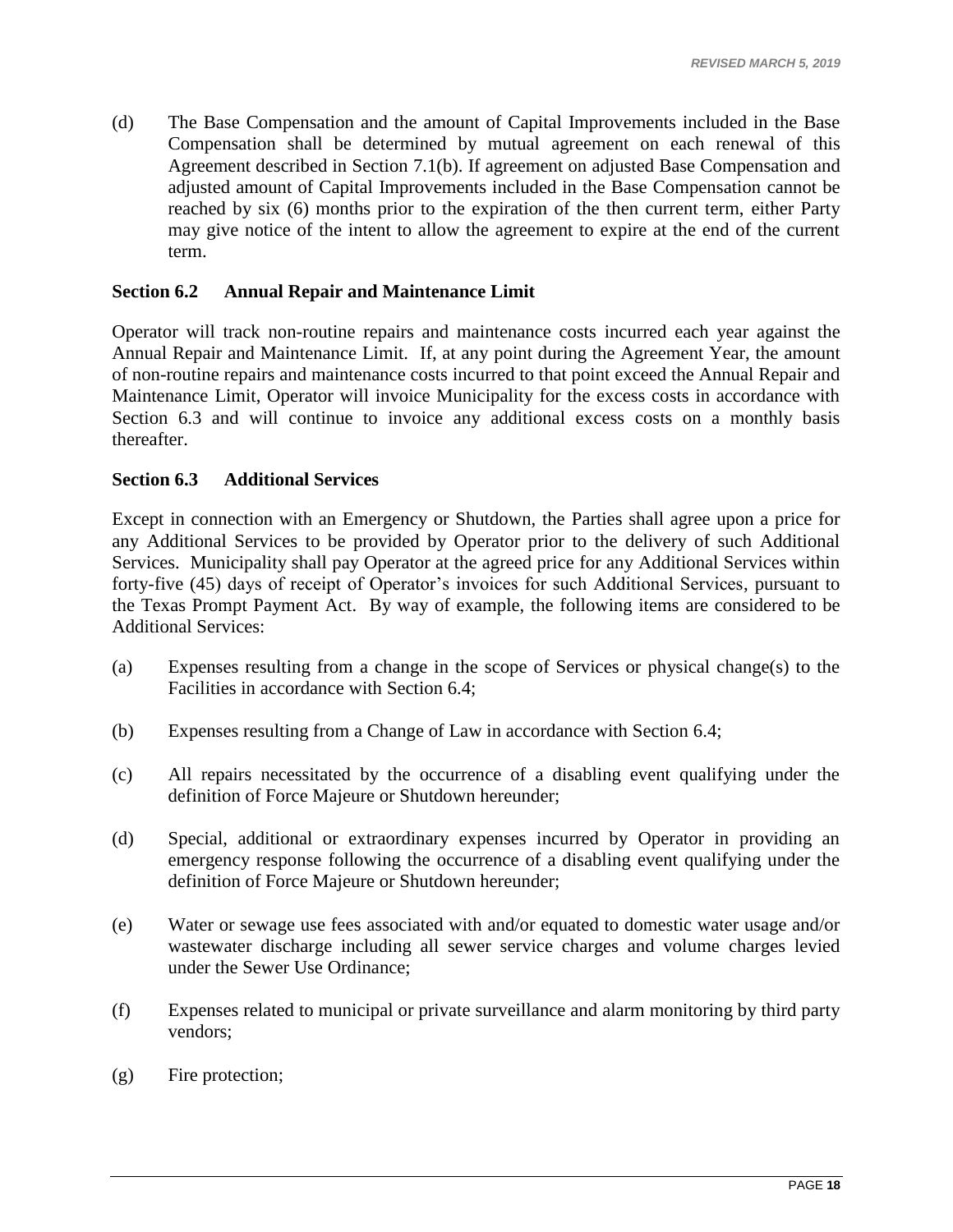(d) The Base Compensation and the amount of Capital Improvements included in the Base Compensation shall be determined by mutual agreement on each renewal of this Agreement described in Section 7.1(b). If agreement on adjusted Base Compensation and adjusted amount of Capital Improvements included in the Base Compensation cannot be reached by six (6) months prior to the expiration of the then current term, either Party may give notice of the intent to allow the agreement to expire at the end of the current term.

### Section 6.2 Annual Repair and Maintenance Limit

Operator will track non-routine repairs and maintenance costs incurred each year against the Annual Repair and Maintenance Limit. If, at any point during the Agreement Year, the amount of non-routine repairs and maintenance costs incurred to that point exceed the Annual Repair and Maintenance Limit, Operator will invoice Municipality for the excess costs in accordance with Section 6.3 and will continue to invoice any additional excess costs on a monthly basis thereafter.

### Section 6.3 Additional Services

Except in connection with an Emergency or Shutdown, the Parties shall agree upon a price for any Additional Services to be provided by Operator prior to the delivery of such Additional Services. Municipality shall pay Operator at the agreed price for any Additional Services within forty-five (45) days of receipt of Operator's invoices for such Additional Services, pursuant to the Texas Prompt Payment Act. By way of example, the following items are considered to be Additional Services:

(a) Expenses resulting from a change in the scope of Services or physical change(s) to the Facilities in accordance with Section 6.4;

(b) Expenses resulting from a Change of Law in accordance with Section 6.4;

(c) All repairs necessitated by the occurrence of a disabling event qualifying under the definition of Force Majeure or Shutdown hereunder;

(d) Special, additional or extraordinary expenses incurred by Operator in providing an emergency response following the occurrence of a disabling event qualifying under the definition of Force Majeure or Shutdown hereunder;

(e) Water or sewage use fees associated with and/or equated to domestic water usage and/or wastewater discharge including all sewer service charges and volume charges levied under the Sewer Use Ordinance;

(f) Expenses related to municipal or private surveillance and alarm monitoring by third party vendors;

(g) Fire protection;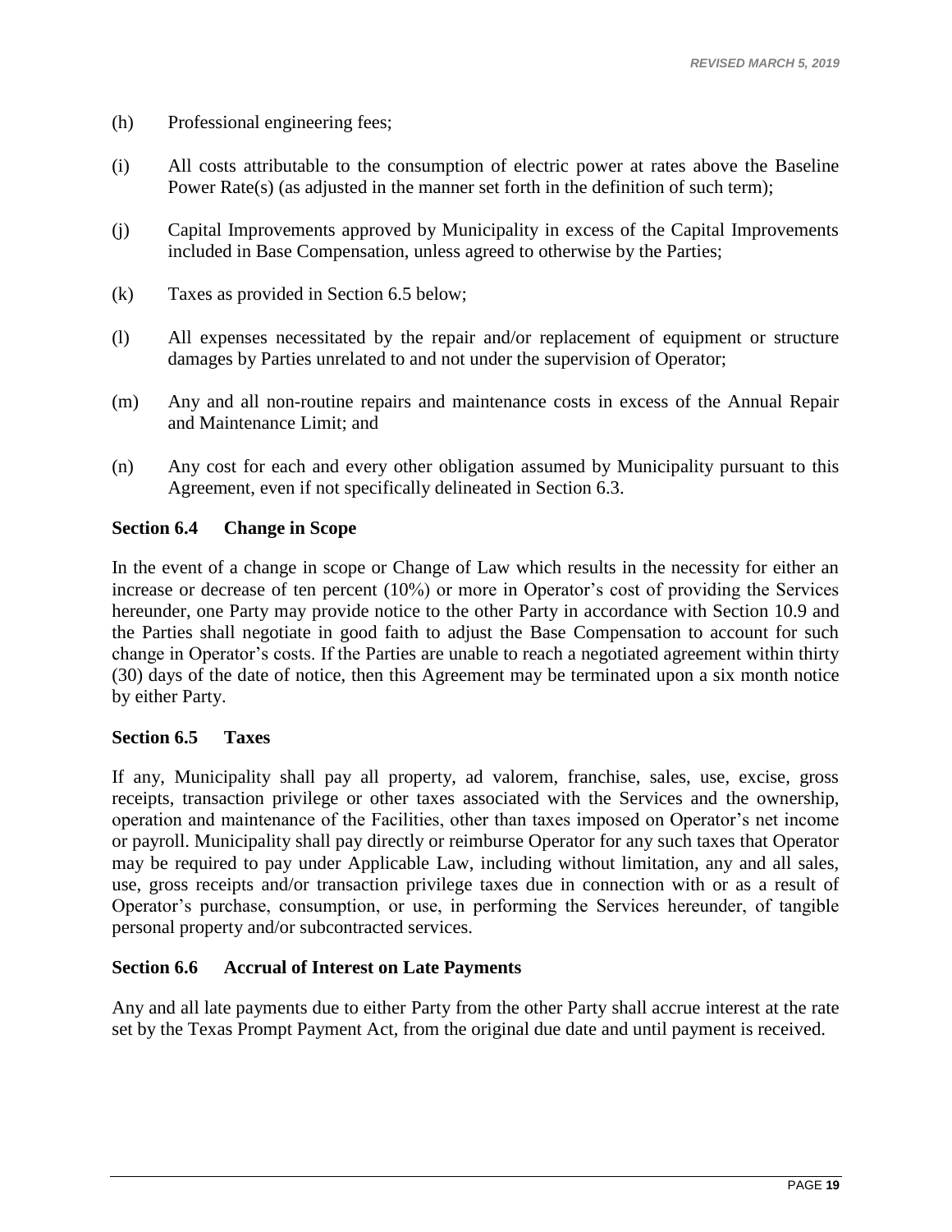(h) Professional engineering fees;

(i) All costs attributable to the consumption of electric power at rates above the Baseline Power Rate(s) (as adjusted in the manner set forth in the definition of such term);

(j) Capital Improvements approved by Municipality in excess of the Capital Improvements included in Base Compensation, unless agreed to otherwise by the Parties;

(k) Taxes as provided in Section 6.5 below;

(l) All expenses necessitated by the repair and/or replacement of equipment or structure damages by Parties unrelated to and not under the supervision of Operator;

(m) Any and all non-routine repairs and maintenance costs in excess of the Annual Repair and Maintenance Limit; and

(n) Any cost for each and every other obligation assumed by Municipality pursuant to this Agreement, even if not specifically delineated in Section 6.3.

### Section 6.4 Change in Scope

In the event of a change in scope or Change of Law which results in the necessity for either an increase or decrease of ten percent (10%) or more in Operator's cost of providing the Services hereunder, one Party may provide notice to the other Party in accordance with Section 10.9 and the Parties shall negotiate in good faith to adjust the Base Compensation to account for such change in Operator's costs. If the Parties are unable to reach a negotiated agreement within thirty (30) days of the date of notice, then this Agreement may be terminated upon a six month notice by either Party.

### Section 6.5 Taxes

If any, Municipality shall pay all property, ad valorem, franchise, sales, use, excise, gross receipts, transaction privilege or other taxes associated with the Services and the ownership, operation and maintenance of the Facilities, other than taxes imposed on Operator's net income or payroll. Municipality shall pay directly or reimburse Operator for any such taxes that Operator may be required to pay under Applicable Law, including without limitation, any and all sales, use, gross receipts and/or transaction privilege taxes due in connection with or as a result of Operator's purchase, consumption, or use, in performing the Services hereunder, of tangible personal property and/or subcontracted services.

### Section 6.6 Accrual of Interest on Late Payments

Any and all late payments due to either Party from the other Party shall accrue interest at the rate set by the Texas Prompt Payment Act, from the original due date and until payment is received.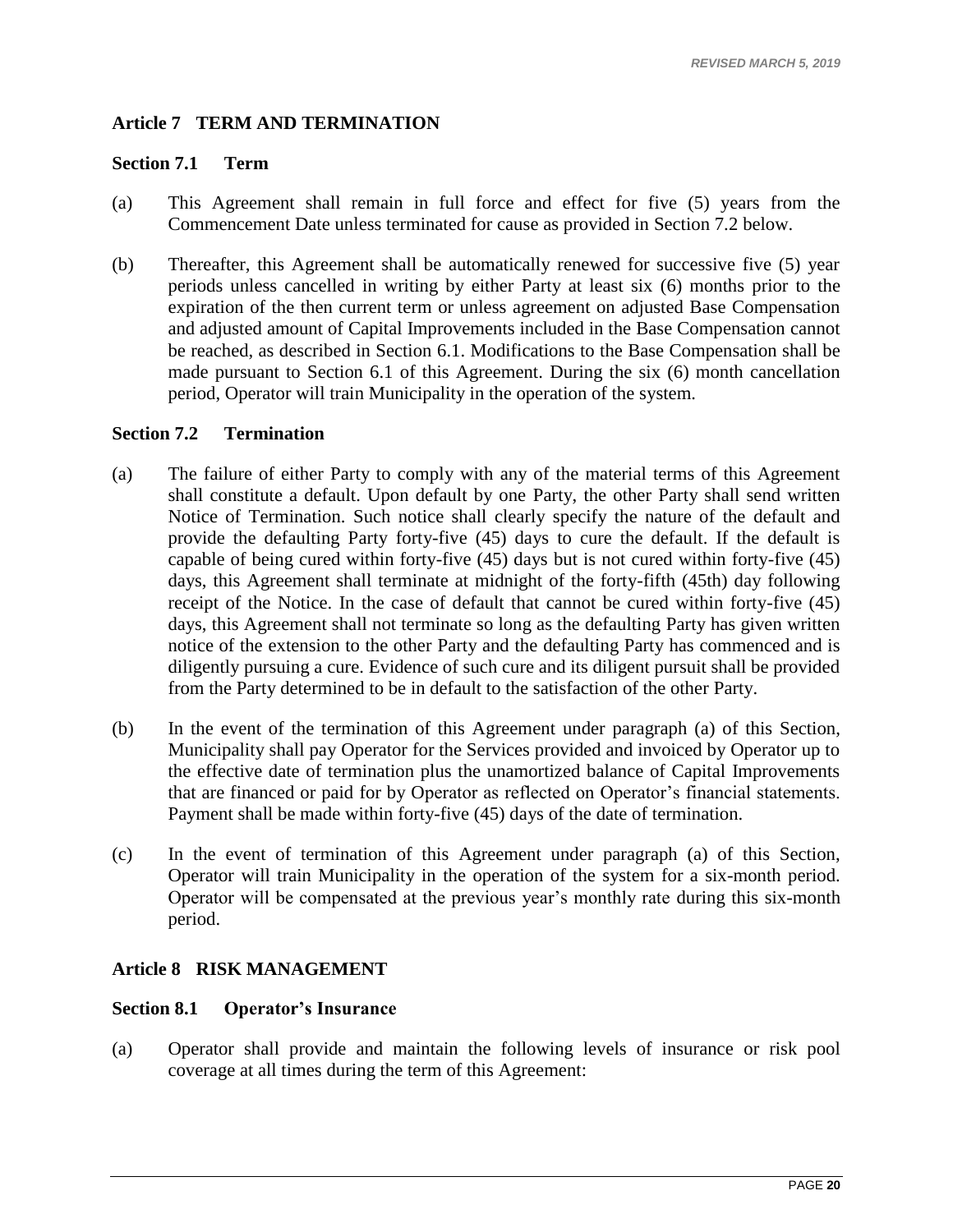## Article 7 TERM AND TERMINATION

### Section 7.1 Term

(a) This Agreement shall remain in full force and effect for five (5) years from the Commencement Date unless terminated for cause as provided in Section 7.2 below.

(b) Thereafter, this Agreement shall be automatically renewed for successive five (5) year periods unless cancelled in writing by either Party at least six (6) months prior to the expiration of the then current term or unless agreement on adjusted Base Compensation and adjusted amount of Capital Improvements included in the Base Compensation cannot be reached, as described in Section 6.1. Modifications to the Base Compensation shall be made pursuant to Section 6.1 of this Agreement. During the six (6) month cancellation period, Operator will train Municipality in the operation of the system.

### Section 7.2 Termination

(a) The failure of either Party to comply with any of the material terms of this Agreement shall constitute a default. Upon default by one Party, the other Party shall send written Notice of Termination. Such notice shall clearly specify the nature of the default and provide the defaulting Party forty-five (45) days to cure the default. If the default is capable of being cured within forty-five (45) days but is not cured within forty-five (45) days, this Agreement shall terminate at midnight of the forty-fifth (45th) day following receipt of the Notice. In the case of default that cannot be cured within forty-five (45) days, this Agreement shall not terminate so long as the defaulting Party has given written notice of the extension to the other Party and the defaulting Party has commenced and is diligently pursuing a cure. Evidence of such cure and its diligent pursuit shall be provided from the Party determined to be in default to the satisfaction of the other Party.

(b) In the event of the termination of this Agreement under paragraph (a) of this Section, Municipality shall pay Operator for the Services provided and invoiced by Operator up to the effective date of termination plus the unamortized balance of Capital Improvements that are financed or paid for by Operator as reflected on Operator's financial statements. Payment shall be made within forty-five (45) days of the date of termination.

(c) In the event of termination of this Agreement under paragraph (a) of this Section, Operator will train Municipality in the operation of the system for a six-month period. Operator will be compensated at the previous year's monthly rate during this six-month period.

## Article 8 RISK MANAGEMENT

### Section 8.1 Operator's Insurance

(a) Operator shall provide and maintain the following levels of insurance or risk pool coverage at all times during the term of this Agreement: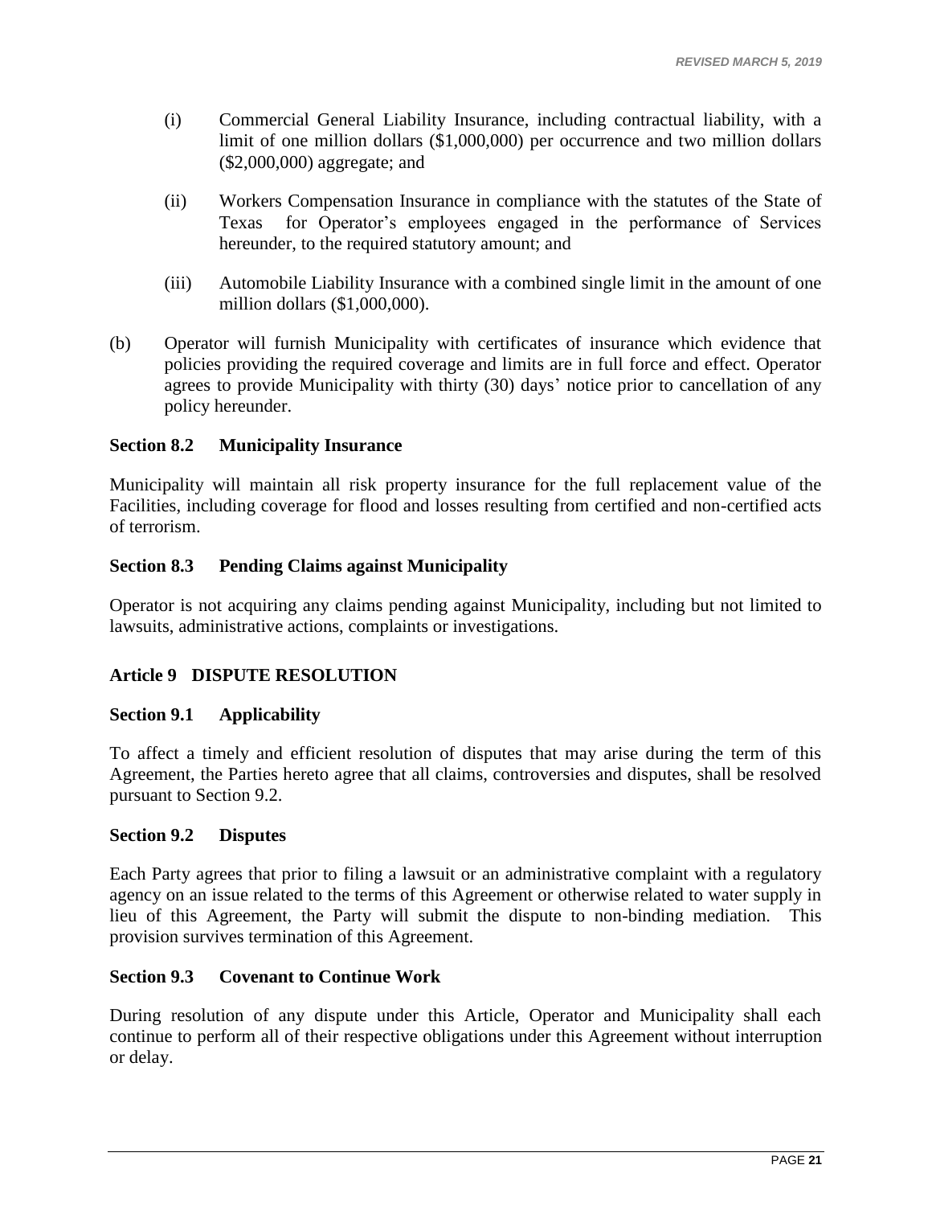(i) Commercial General Liability Insurance, including contractual liability, with a limit of one million dollars ($1,000,000) per occurrence and two million dollars ($2,000,000) aggregate; and

(ii) Workers Compensation Insurance in compliance with the statutes of the State of Texas for Operator's employees engaged in the performance of Services hereunder, to the required statutory amount; and

(iii) Automobile Liability Insurance with a combined single limit in the amount of one million dollars ($1,000,000).

(b) Operator will furnish Municipality with certificates of insurance which evidence that policies providing the required coverage and limits are in full force and effect. Operator agrees to provide Municipality with thirty (30) days' notice prior to cancellation of any policy hereunder.

**Section 8.2 Municipality Insurance**

Municipality will maintain all risk property insurance for the full replacement value of the Facilities, including coverage for flood and losses resulting from certified and non-certified acts of terrorism.

**Section 8.3 Pending Claims against Municipality**

Operator is not acquiring any claims pending against Municipality, including but not limited to lawsuits, administrative actions, complaints or investigations.

## Article 9 DISPUTE RESOLUTION

**Section 9.1 Applicability**

To affect a timely and efficient resolution of disputes that may arise during the term of this Agreement, the Parties hereto agree that all claims, controversies and disputes, shall be resolved pursuant to Section 9.2.

**Section 9.2 Disputes**

Each Party agrees that prior to filing a lawsuit or an administrative complaint with a regulatory agency on an issue related to the terms of this Agreement or otherwise related to water supply in lieu of this Agreement, the Party will submit the dispute to non-binding mediation. This provision survives termination of this Agreement.

**Section 9.3 Covenant to Continue Work**

During resolution of any dispute under this Article, Operator and Municipality shall each continue to perform all of their respective obligations under this Agreement without interruption or delay.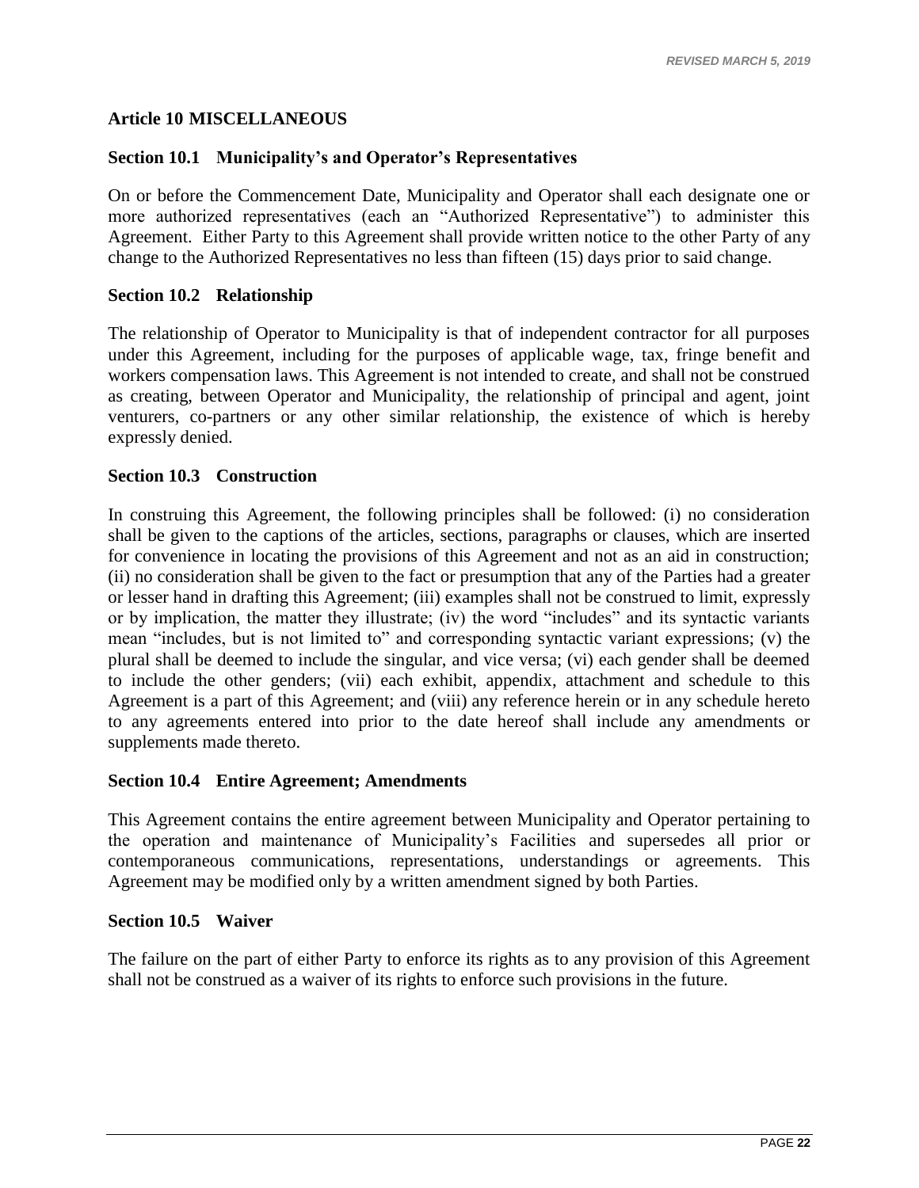## Article 10 MISCELLANEOUS

### Section 10.1 Municipality's and Operator's Representatives

On or before the Commencement Date, Municipality and Operator shall each designate one or more authorized representatives (each an "Authorized Representative") to administer this Agreement. Either Party to this Agreement shall provide written notice to the other Party of any change to the Authorized Representatives no less than fifteen (15) days prior to said change.

### Section 10.2 Relationship

The relationship of Operator to Municipality is that of independent contractor for all purposes under this Agreement, including for the purposes of applicable wage, tax, fringe benefit and workers compensation laws. This Agreement is not intended to create, and shall not be construed as creating, between Operator and Municipality, the relationship of principal and agent, joint venturers, co-partners or any other similar relationship, the existence of which is hereby expressly denied.

### Section 10.3 Construction

In construing this Agreement, the following principles shall be followed: (i) no consideration shall be given to the captions of the articles, sections, paragraphs or clauses, which are inserted for convenience in locating the provisions of this Agreement and not as an aid in construction; (ii) no consideration shall be given to the fact or presumption that any of the Parties had a greater or lesser hand in drafting this Agreement; (iii) examples shall not be construed to limit, expressly or by implication, the matter they illustrate; (iv) the word "includes" and its syntactic variants mean "includes, but is not limited to" and corresponding syntactic variant expressions; (v) the plural shall be deemed to include the singular, and vice versa; (vi) each gender shall be deemed to include the other genders; (vii) each exhibit, appendix, attachment and schedule to this Agreement is a part of this Agreement; and (viii) any reference herein or in any schedule hereto to any agreements entered into prior to the date hereof shall include any amendments or supplements made thereto.

### Section 10.4 Entire Agreement; Amendments

This Agreement contains the entire agreement between Municipality and Operator pertaining to the operation and maintenance of Municipality's Facilities and supersedes all prior or contemporaneous communications, representations, understandings or agreements. This Agreement may be modified only by a written amendment signed by both Parties.

### Section 10.5 Waiver

The failure on the part of either Party to enforce its rights as to any provision of this Agreement shall not be construed as a waiver of its rights to enforce such provisions in the future.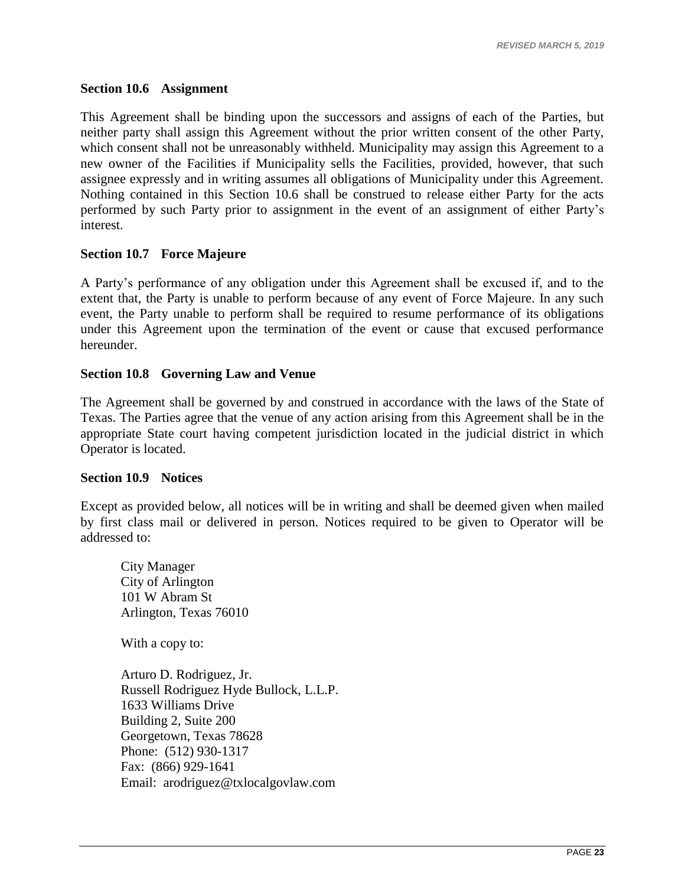### Section 10.6 Assignment

This Agreement shall be binding upon the successors and assigns of each of the Parties, but neither party shall assign this Agreement without the prior written consent of the other Party, which consent shall not be unreasonably withheld. Municipality may assign this Agreement to a new owner of the Facilities if Municipality sells the Facilities, provided, however, that such assignee expressly and in writing assumes all obligations of Municipality under this Agreement. Nothing contained in this Section 10.6 shall be construed to release either Party for the acts performed by such Party prior to assignment in the event of an assignment of either Party's interest.

### Section 10.7 Force Majeure

A Party's performance of any obligation under this Agreement shall be excused if, and to the extent that, the Party is unable to perform because of any event of Force Majeure. In any such event, the Party unable to perform shall be required to resume performance of its obligations under this Agreement upon the termination of the event or cause that excused performance hereunder.

### Section 10.8 Governing Law and Venue

The Agreement shall be governed by and construed in accordance with the laws of the State of Texas. The Parties agree that the venue of any action arising from this Agreement shall be in the appropriate State court having competent jurisdiction located in the judicial district in which Operator is located.

### Section 10.9 Notices

Except as provided below, all notices will be in writing and shall be deemed given when mailed by first class mail or delivered in person. Notices required to be given to Operator will be addressed to:

City Manager
City of Arlington
101 W Abram St
Arlington, Texas 76010

With a copy to:

Arturo D. Rodriguez, Jr.
Russell Rodriguez Hyde Bullock, L.L.P.
1633 Williams Drive
Building 2, Suite 200
Georgetown, Texas 78628
Phone: (512) 930-1317
Fax: (866) 929-1641
Email: arodriguez@txlocalgovlaw.com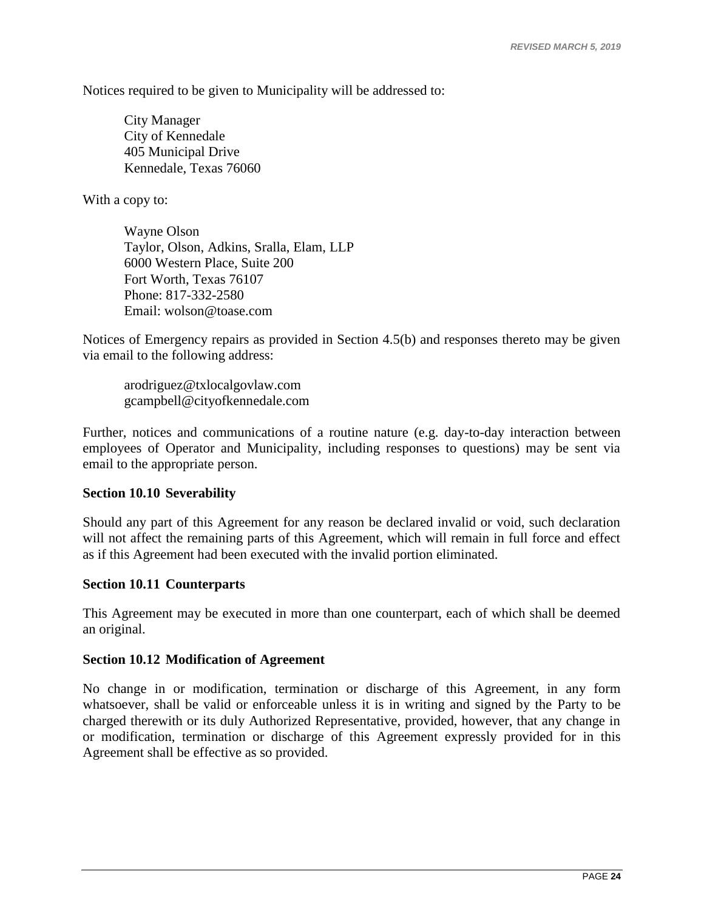Notices required to be given to Municipality will be addressed to:

City Manager
City of Kennedale
405 Municipal Drive
Kennedale, Texas 76060

With a copy to:

Wayne Olson
Taylor, Olson, Adkins, Sralla, Elam, LLP
6000 Western Place, Suite 200
Fort Worth, Texas 76107
Phone: 817-332-2580
Email: wolson@toase.com

Notices of Emergency repairs as provided in Section 4.5(b) and responses thereto may be given via email to the following address:

arodriguez@txlocalgovlaw.com
gcampbell@cityofkennedale.com

Further, notices and communications of a routine nature (e.g. day-to-day interaction between employees of Operator and Municipality, including responses to questions) may be sent via email to the appropriate person.

**Section 10.10 Severability**

Should any part of this Agreement for any reason be declared invalid or void, such declaration will not affect the remaining parts of this Agreement, which will remain in full force and effect as if this Agreement had been executed with the invalid portion eliminated.

**Section 10.11 Counterparts**

This Agreement may be executed in more than one counterpart, each of which shall be deemed an original.

**Section 10.12 Modification of Agreement**

No change in or modification, termination or discharge of this Agreement, in any form whatsoever, shall be valid or enforceable unless it is in writing and signed by the Party to be charged therewith or its duly Authorized Representative, provided, however, that any change in or modification, termination or discharge of this Agreement expressly provided for in this Agreement shall be effective as so provided.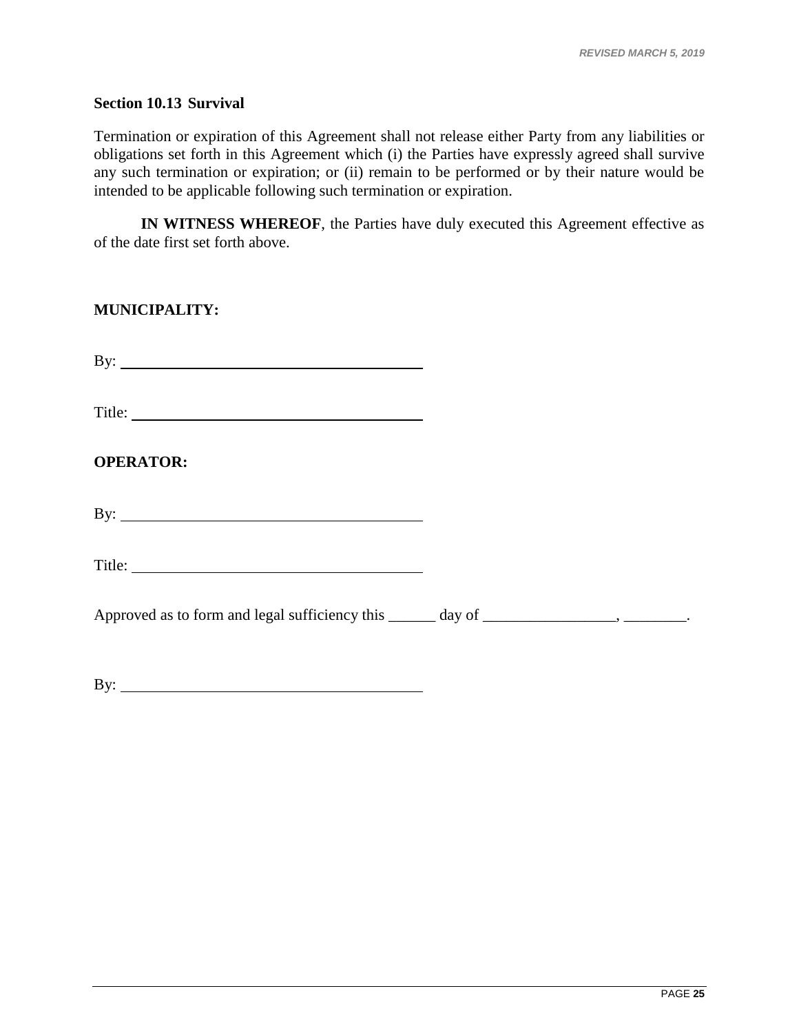### Section 10.13 Survival

Termination or expiration of this Agreement shall not release either Party from any liabilities or obligations set forth in this Agreement which (i) the Parties have expressly agreed shall survive any such termination or expiration; or (ii) remain to be performed or by their nature would be intended to be applicable following such termination or expiration.

**IN WITNESS WHEREOF**, the Parties have duly executed this Agreement effective as of the date first set forth above.

**MUNICIPALITY:**

By: ________________________________________

Title: ________________________________________

**OPERATOR:**

By: ________________________________________

Title: ________________________________________

Approved as to form and legal sufficiency this ______ day of _________________, ________.

By: ________________________________________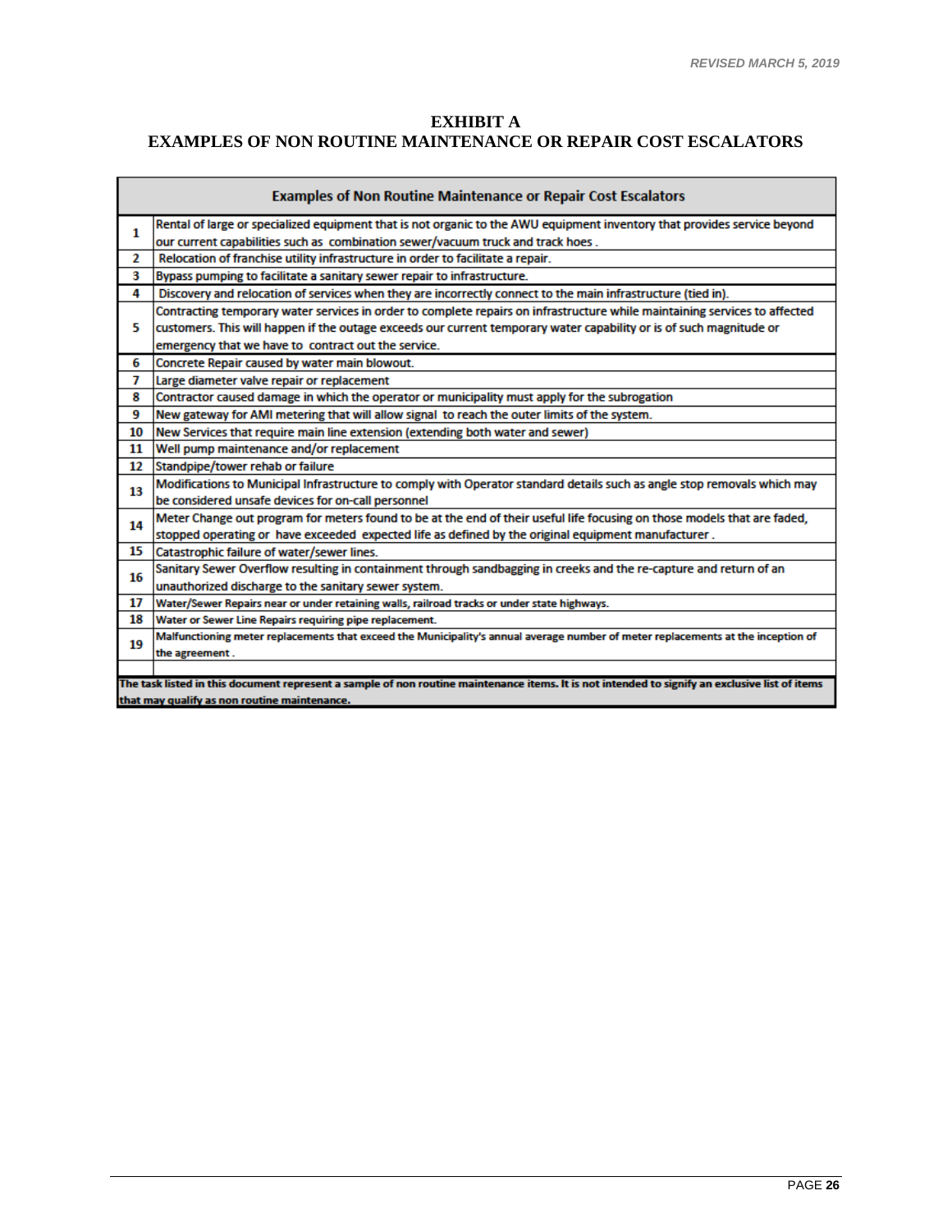# EXHIBIT A
## EXAMPLES OF NON ROUTINE MAINTENANCE OR REPAIR COST ESCALATORS

| | Examples of Non Routine Maintenance or Repair Cost Escalators |
|---|---|
| 1 | Rental of large or specialized equipment that is not organic to the AWU equipment inventory that provides service beyond our current capabilities such as combination sewer/vacuum truck and track hoes . |
| 2 | Relocation of franchise utility infrastructure in order to facilitate a repair. |
| 3 | Bypass pumping to facilitate a sanitary sewer repair to infrastructure. |
| 4 | Discovery and relocation of services when they are incorrectly connect to the main infrastructure (tied in). |
| 5 | Contracting temporary water services in order to complete repairs on infrastructure while maintaining services to affected customers. This will happen if the outage exceeds our current temporary water capability or is of such magnitude or emergency that we have to contract out the service. |
| 6 | Concrete Repair caused by water main blowout. |
| 7 | Large diameter valve repair or replacement |
| 8 | Contractor caused damage in which the operator or municipality must apply for the subrogation |
| 9 | New gateway for AMI metering that will allow signal to reach the outer limits of the system. |
| 10 | New Services that require main line extension (extending both water and sewer) |
| 11 | Well pump maintenance and/or replacement |
| 12 | Standpipe/tower rehab or failure |
| 13 | Modifications to Municipal Infrastructure to comply with Operator standard details such as angle stop removals which may be considered unsafe devices for on-call personnel |
| 14 | Meter Change out program for meters found to be at the end of their useful life focusing on those models that are faded, stopped operating or have exceeded expected life as defined by the original equipment manufacturer . |
| 15 | Catastrophic failure of water/sewer lines. |
| 16 | Sanitary Sewer Overflow resulting in containment through sandbagging in creeks and the re-capture and return of an unauthorized discharge to the sanitary sewer system. |
| 17 | Water/Sewer Repairs near or under retaining walls, railroad tracks or under state highways. |
| 18 | Water or Sewer Line Repairs requiring pipe replacement. |
| 19 | Malfunctioning meter replacements that exceed the Municipality's annual average number of meter replacements at the inception of the agreement . |
| | |

**The task listed in this document represent a sample of non routine maintenance items. It is not intended to signify an exclusive list of items that may qualify as non routine maintenance.**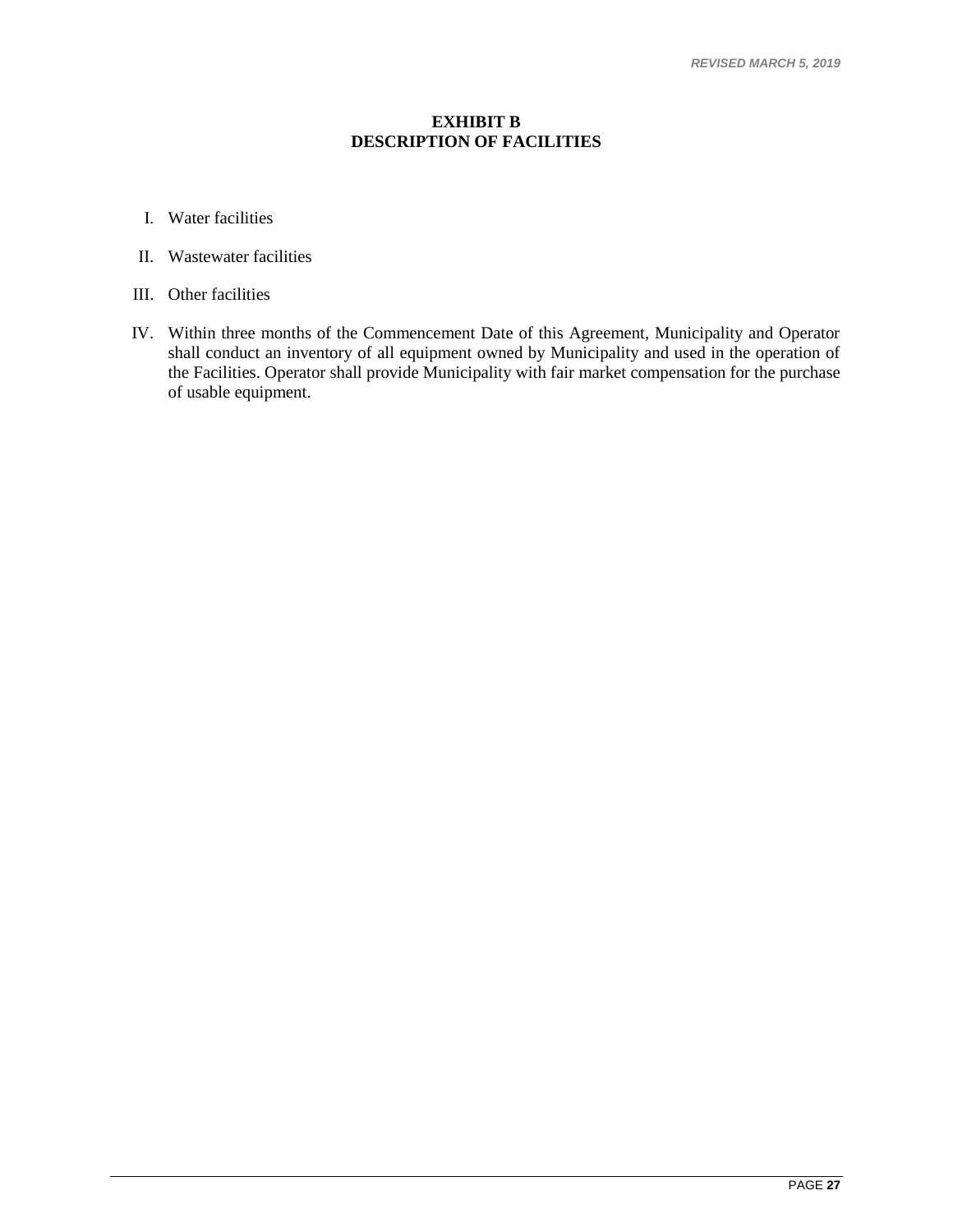*REVISED MARCH 5, 2019*

# EXHIBIT B
# DESCRIPTION OF FACILITIES

I. Water facilities

II. Wastewater facilities

III. Other facilities

IV. Within three months of the Commencement Date of this Agreement, Municipality and Operator shall conduct an inventory of all equipment owned by Municipality and used in the operation of the Facilities. Operator shall provide Municipality with fair market compensation for the purchase of usable equipment.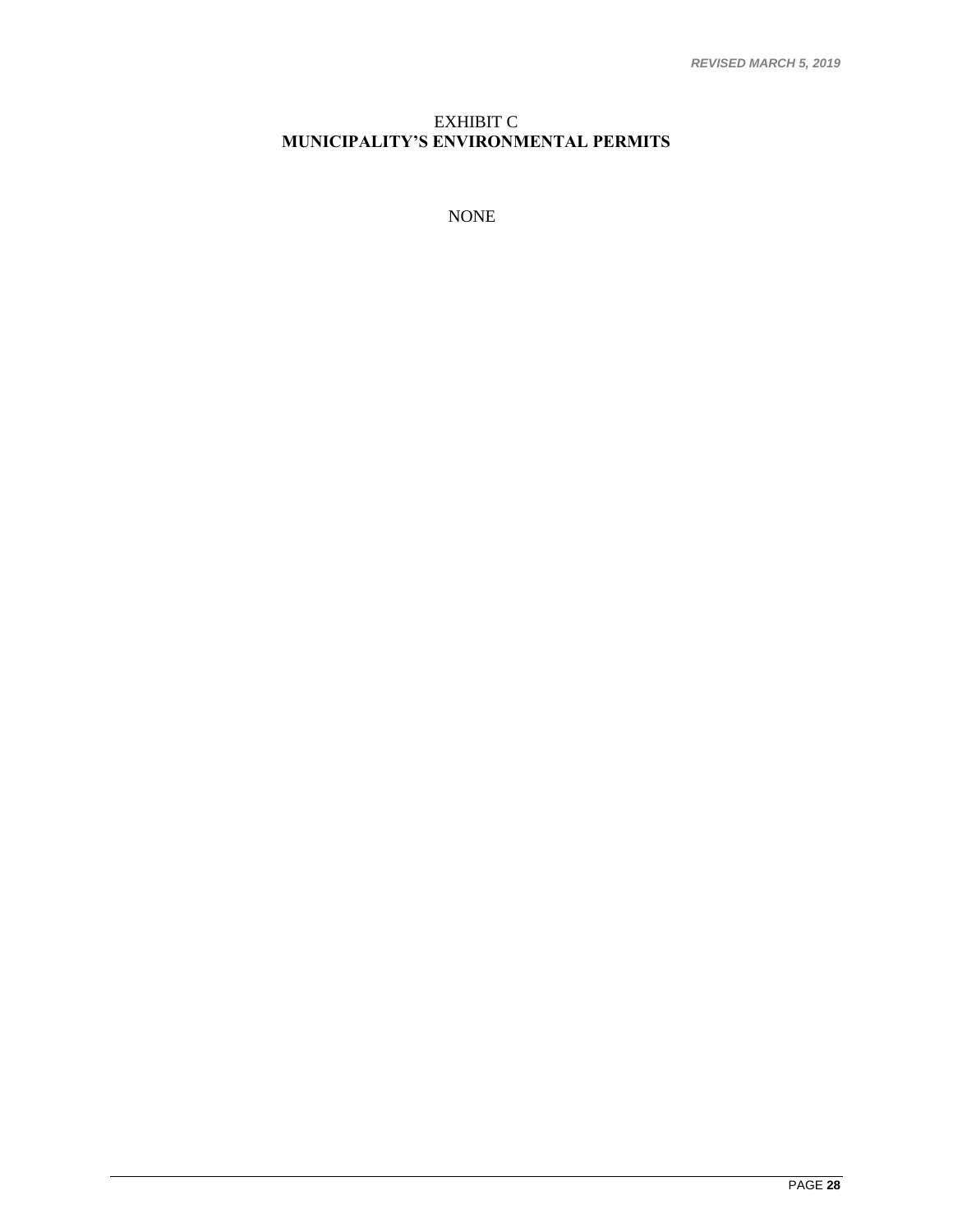EXHIBIT C

**MUNICIPALITY'S ENVIRONMENTAL PERMITS**

NONE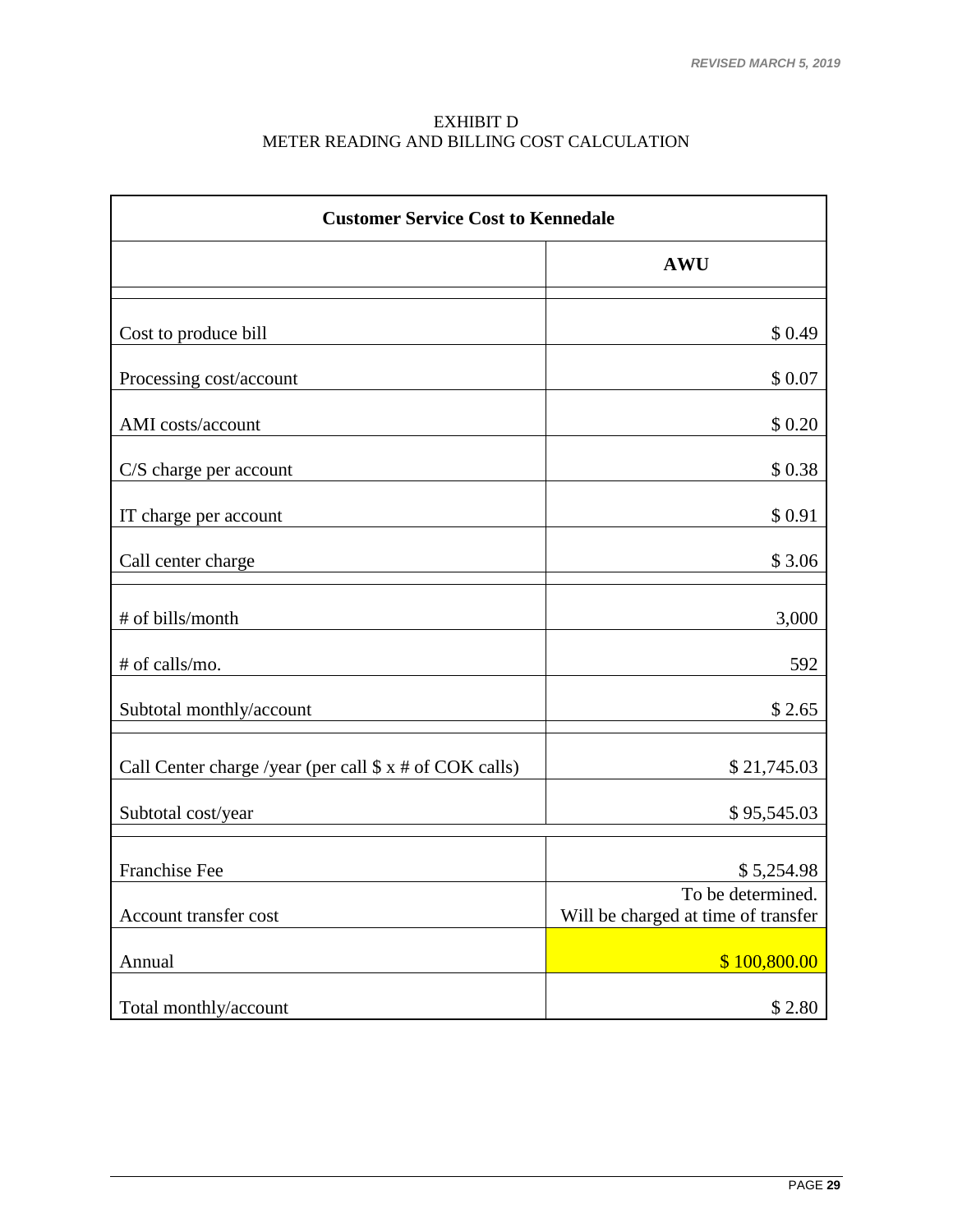EXHIBIT D
METER READING AND BILLING COST CALCULATION

| Customer Service Cost to Kennedale | |
|---|---|
| | **AWU** |
| | |
| Cost to produce bill | $ 0.49 |
| Processing cost/account | $ 0.07 |
| AMI costs/account | $ 0.20 |
| C/S charge per account | $ 0.38 |
| IT charge per account | $ 0.91 |
| Call center charge | $ 3.06 |
| | |
| # of bills/month | 3,000 |
| # of calls/mo. | 592 |
| Subtotal monthly/account | $ 2.65 |
| | |
| Call Center charge /year (per call $ x # of COK calls) | $ 21,745.03 |
| Subtotal cost/year | $ 95,545.03 |
| | |
| Franchise Fee | $ 5,254.98 |
| Account transfer cost | To be determined. Will be charged at time of transfer |
| Annual | $ 100,800.00 |
| Total monthly/account | $ 2.80 |